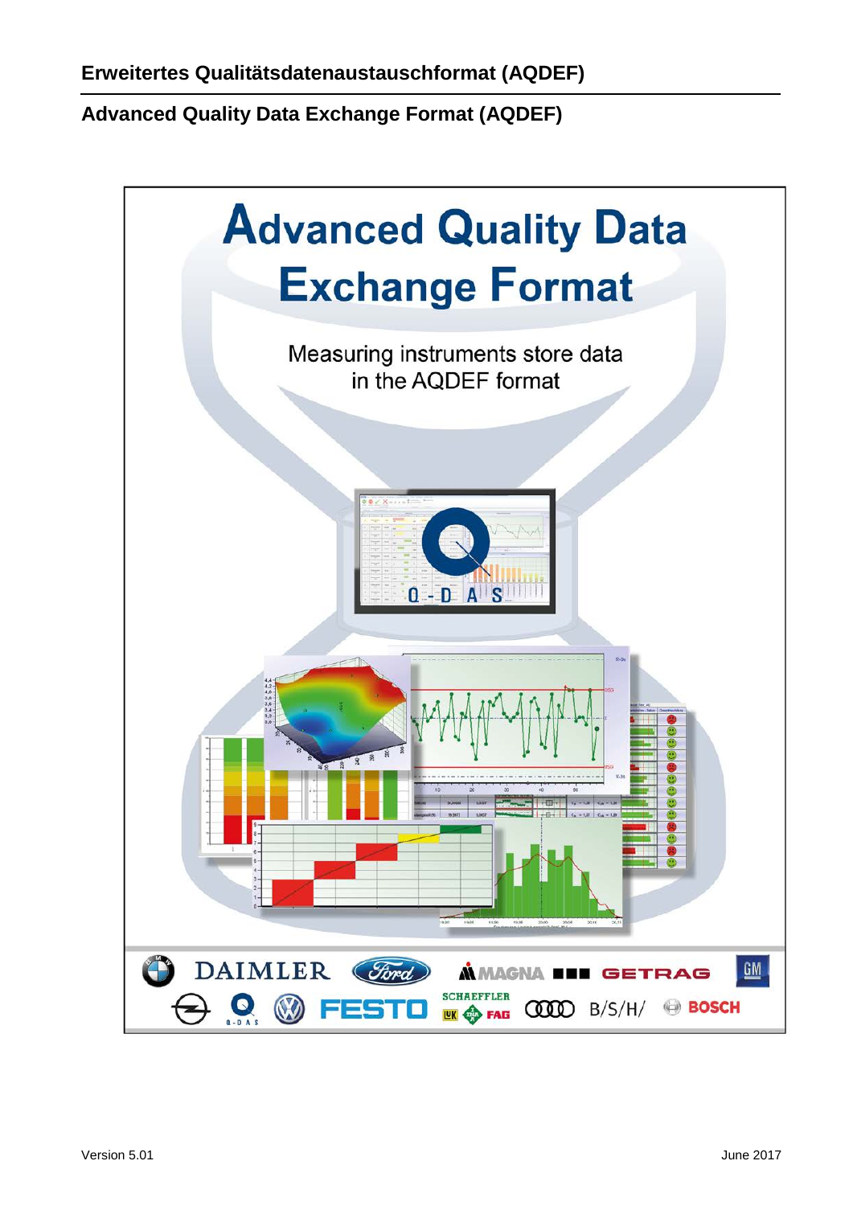# Erweitertes Qualitätsdatenaustauschformat (AQDEF)

## Advanced Quality Data Exchange Format (AQDEF)

Advanced Quality Data Exchange Format

Measuring instruments store data in the AQDEF format

Version 5.01

June 2017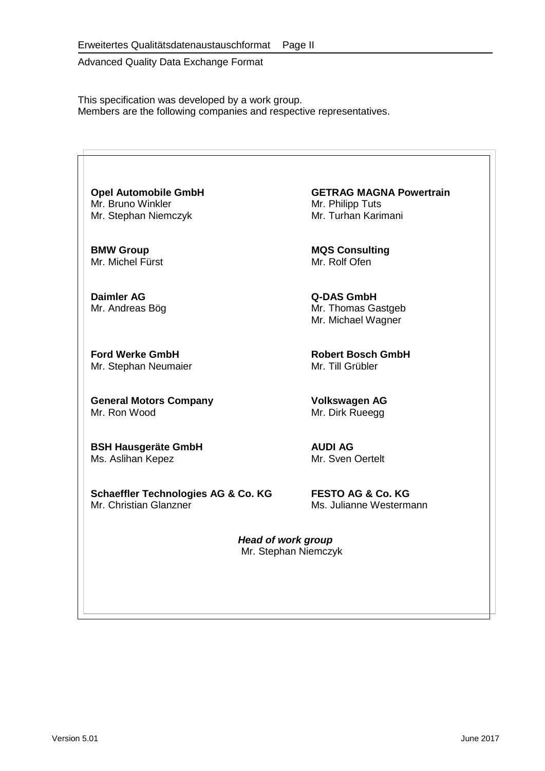This specification was developed by a work group.
Members are the following companies and respective representatives.

**Opel Automobile GmbH**
Mr. Bruno Winkler
Mr. Stephan Niemczyk

**GETRAG MAGNA Powertrain**
Mr. Philipp Tuts
Mr. Turhan Karimani

**BMW Group**
Mr. Michel Fürst

**MQS Consulting**
Mr. Rolf Ofen

**Daimler AG**
Mr. Andreas Bög

**Q-DAS GmbH**
Mr. Thomas Gastgeb
Mr. Michael Wagner

**Ford Werke GmbH**
Mr. Stephan Neumaier

**Robert Bosch GmbH**
Mr. Till Grübler

**General Motors Company**
Mr. Ron Wood

**Volkswagen AG**
Mr. Dirk Rueegg

**BSH Hausgeräte GmbH**
Ms. Aslihan Kepez

**AUDI AG**
Mr. Sven Oertelt

**Schaeffler Technologies AG & Co. KG**
Mr. Christian Glanzner

**FESTO AG & Co. KG**
Ms. Julianne Westermann

***Head of work group***
Mr. Stephan Niemczyk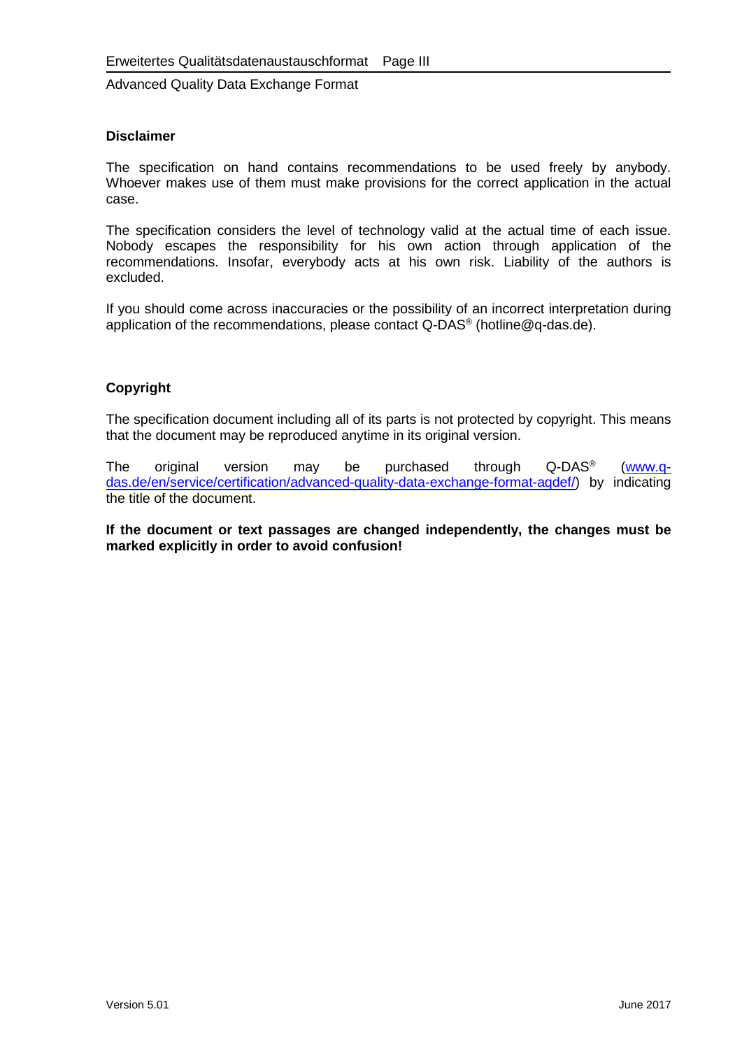## Disclaimer

The specification on hand contains recommendations to be used freely by anybody. Whoever makes use of them must make provisions for the correct application in the actual case.

The specification considers the level of technology valid at the actual time of each issue. Nobody escapes the responsibility for his own action through application of the recommendations. Insofar, everybody acts at his own risk. Liability of the authors is excluded.

If you should come across inaccuracies or the possibility of an incorrect interpretation during application of the recommendations, please contact Q-DAS® (hotline@q-das.de).

## Copyright

The specification document including all of its parts is not protected by copyright. This means that the document may be reproduced anytime in its original version.

The original version may be purchased through Q-DAS® (www.q-das.de/en/service/certification/advanced-quality-data-exchange-format-aqdef/) by indicating the title of the document.

**If the document or text passages are changed independently, the changes must be marked explicitly in order to avoid confusion!**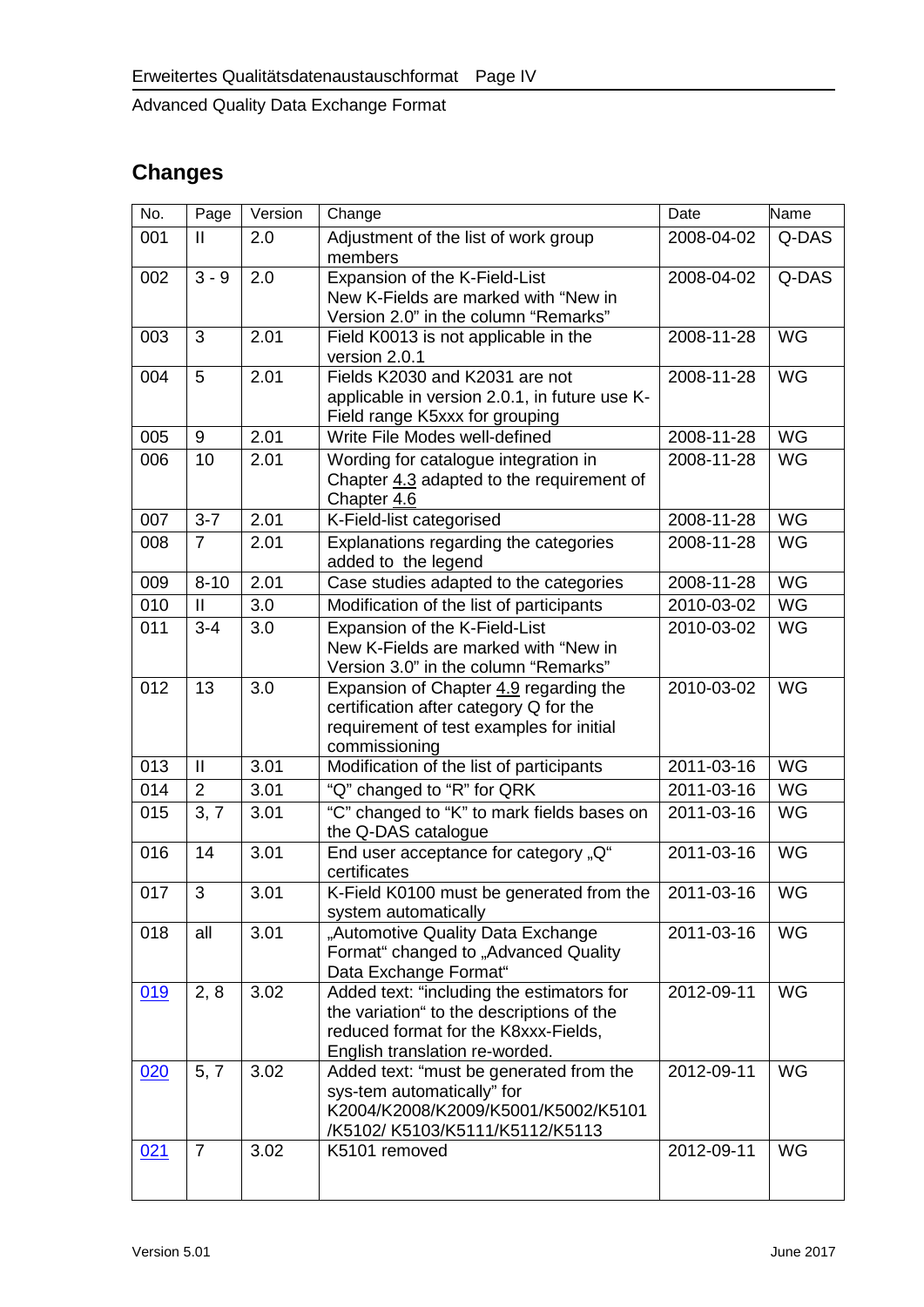## Changes

| No. | Page | Version | Change | Date | Name |
|---|---|---|---|---|---|
| 001 | II | 2.0 | Adjustment of the list of work group members | 2008-04-02 | Q-DAS |
| 002 | 3 - 9 | 2.0 | Expansion of the K-Field-List New K-Fields are marked with "New in Version 2.0" in the column "Remarks" | 2008-04-02 | Q-DAS |
| 003 | 3 | 2.01 | Field K0013 is not applicable in the version 2.0.1 | 2008-11-28 | WG |
| 004 | 5 | 2.01 | Fields K2030 and K2031 are not applicable in version 2.0.1, in future use K-Field range K5xxx for grouping | 2008-11-28 | WG |
| 005 | 9 | 2.01 | Write File Modes well-defined | 2008-11-28 | WG |
| 006 | 10 | 2.01 | Wording for catalogue integration in Chapter 4.3 adapted to the requirement of Chapter 4.6 | 2008-11-28 | WG |
| 007 | 3-7 | 2.01 | K-Field-list categorised | 2008-11-28 | WG |
| 008 | 7 | 2.01 | Explanations regarding the categories added to the legend | 2008-11-28 | WG |
| 009 | 8-10 | 2.01 | Case studies adapted to the categories | 2008-11-28 | WG |
| 010 | II | 3.0 | Modification of the list of participants | 2010-03-02 | WG |
| 011 | 3-4 | 3.0 | Expansion of the K-Field-List New K-Fields are marked with "New in Version 3.0" in the column "Remarks" | 2010-03-02 | WG |
| 012 | 13 | 3.0 | Expansion of Chapter 4.9 regarding the certification after category Q for the requirement of test examples for initial commissioning | 2010-03-02 | WG |
| 013 | II | 3.01 | Modification of the list of participants | 2011-03-16 | WG |
| 014 | 2 | 3.01 | "Q" changed to "R" for QRK | 2011-03-16 | WG |
| 015 | 3, 7 | 3.01 | "C" changed to "K" to mark fields bases on the Q-DAS catalogue | 2011-03-16 | WG |
| 016 | 14 | 3.01 | End user acceptance for category „Q" certificates | 2011-03-16 | WG |
| 017 | 3 | 3.01 | K-Field K0100 must be generated from the system automatically | 2011-03-16 | WG |
| 018 | all | 3.01 | „Automotive Quality Data Exchange Format" changed to „Advanced Quality Data Exchange Format" | 2011-03-16 | WG |
| 019 | 2, 8 | 3.02 | Added text: "including the estimators for the variation" to the descriptions of the reduced format for the K8xxx-Fields, English translation re-worded. | 2012-09-11 | WG |
| 020 | 5, 7 | 3.02 | Added text: "must be generated from the sys-tem automatically" for K2004/K2008/K2009/K5001/K5002/K5101 /K5102/ K5103/K5111/K5112/K5113 | 2012-09-11 | WG |
| 021 | 7 | 3.02 | K5101 removed | 2012-09-11 | WG |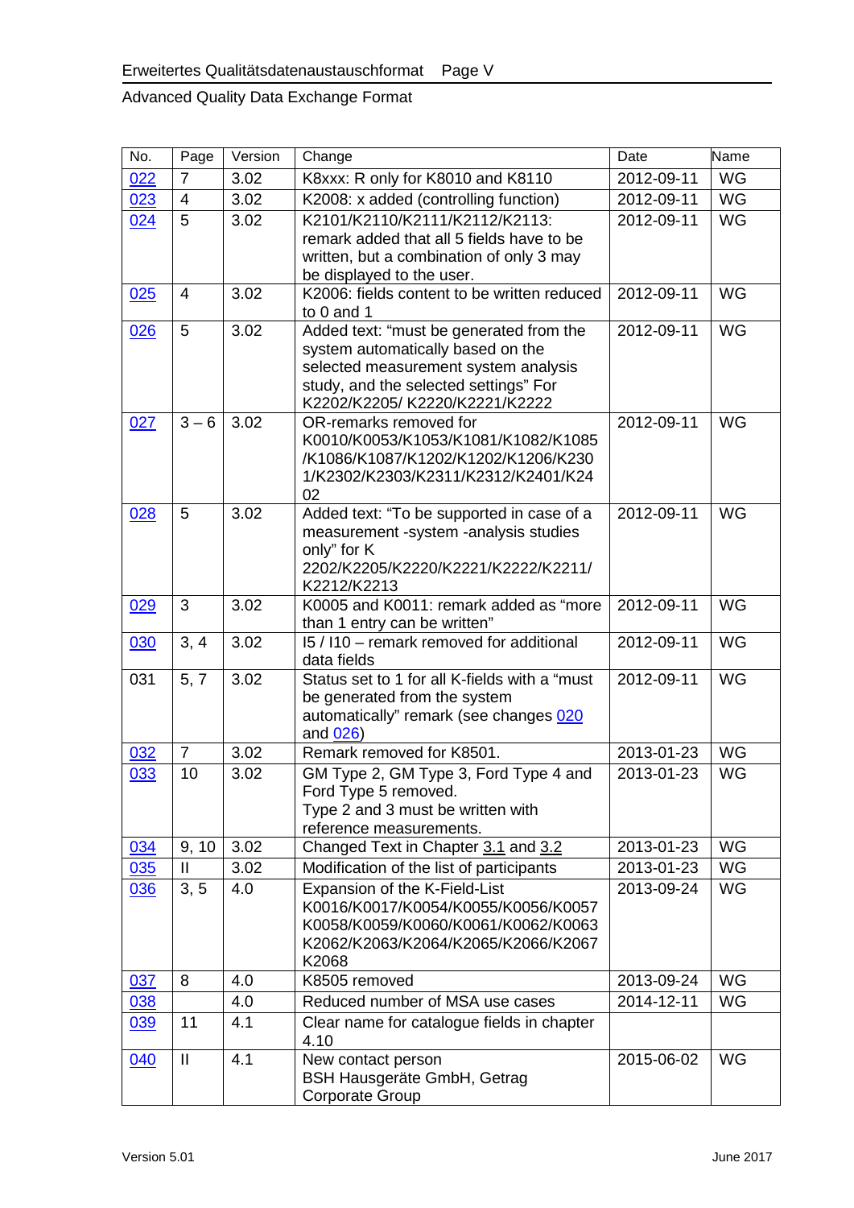| No. | Page | Version | Change | Date | Name |
|---|---|---|---|---|---|
| 022 | 7 | 3.02 | K8xxx: R only for K8010 and K8110 | 2012-09-11 | WG |
| 023 | 4 | 3.02 | K2008: x added (controlling function) | 2012-09-11 | WG |
| 024 | 5 | 3.02 | K2101/K2110/K2111/K2112/K2113: remark added that all 5 fields have to be written, but a combination of only 3 may be displayed to the user. | 2012-09-11 | WG |
| 025 | 4 | 3.02 | K2006: fields content to be written reduced to 0 and 1 | 2012-09-11 | WG |
| 026 | 5 | 3.02 | Added text: "must be generated from the system automatically based on the selected measurement system analysis study, and the selected settings" For K2202/K2205/ K2220/K2221/K2222 | 2012-09-11 | WG |
| 027 | 3 – 6 | 3.02 | OR-remarks removed for K0010/K0053/K1053/K1081/K1082/K1085/K1086/K1087/K1202/K1202/K1206/K2301/K2302/K2303/K2311/K2312/K2401/K2402 | 2012-09-11 | WG |
| 028 | 5 | 3.02 | Added text: "To be supported in case of a measurement -system -analysis studies only" for K 2202/K2205/K2220/K2221/K2222/K2211/K2212/K2213 | 2012-09-11 | WG |
| 029 | 3 | 3.02 | K0005 and K0011: remark added as "more than 1 entry can be written" | 2012-09-11 | WG |
| 030 | 3, 4 | 3.02 | I5 / I10 – remark removed for additional data fields | 2012-09-11 | WG |
| 031 | 5, 7 | 3.02 | Status set to 1 for all K-fields with a "must be generated from the system automatically" remark (see changes 020 and 026) | 2012-09-11 | WG |
| 032 | 7 | 3.02 | Remark removed for K8501. | 2013-01-23 | WG |
| 033 | 10 | 3.02 | GM Type 2, GM Type 3, Ford Type 4 and Ford Type 5 removed.<br>Type 2 and 3 must be written with reference measurements. | 2013-01-23 | WG |
| 034 | 9, 10 | 3.02 | Changed Text in Chapter 3.1 and 3.2 | 2013-01-23 | WG |
| 035 | II | 3.02 | Modification of the list of participants | 2013-01-23 | WG |
| 036 | 3, 5 | 4.0 | Expansion of the K-Field-List K0016/K0017/K0054/K0055/K0056/K0057 K0058/K0059/K0060/K0061/K0062/K0063 K2062/K2063/K2064/K2065/K2066/K2067 K2068 | 2013-09-24 | WG |
| 037 | 8 | 4.0 | K8505 removed | 2013-09-24 | WG |
| 038 | | 4.0 | Reduced number of MSA use cases | 2014-12-11 | WG |
| 039 | 11 | 4.1 | Clear name for catalogue fields in chapter 4.10 | | |
| 040 | II | 4.1 | New contact person<br>BSH Hausgeräte GmbH, Getrag Corporate Group | 2015-06-02 | WG |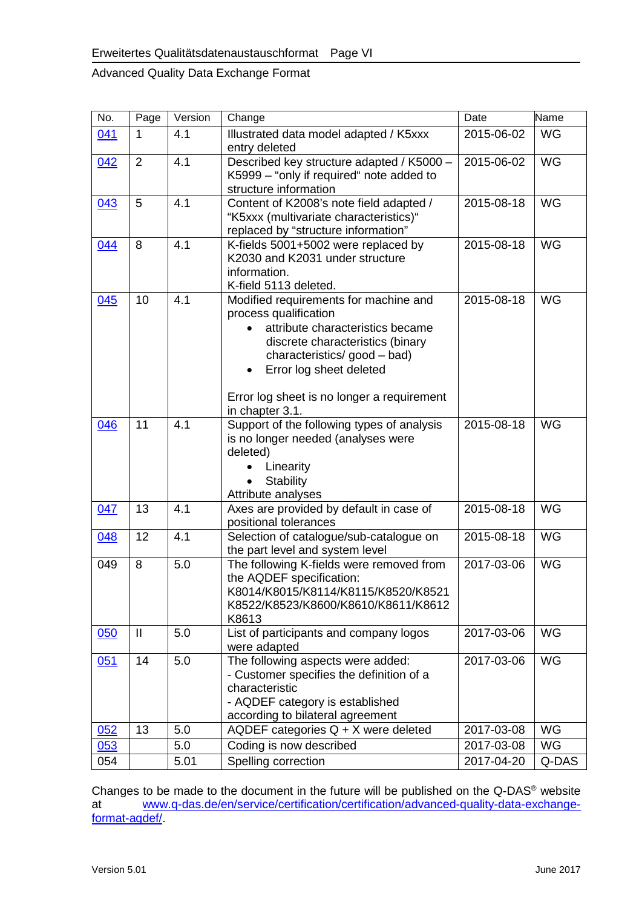| No. | Page | Version | Change | Date | Name |
|---|---|---|---|---|---|
| 041 | 1 | 4.1 | Illustrated data model adapted / K5xxx entry deleted | 2015-06-02 | WG |
| 042 | 2 | 4.1 | Described key structure adapted / K5000 – K5999 – “only if required“ note added to structure information | 2015-06-02 | WG |
| 043 | 5 | 4.1 | Content of K2008’s note field adapted / “K5xxx (multivariate characteristics)“ replaced by “structure information” | 2015-08-18 | WG |
| 044 | 8 | 4.1 | K-fields 5001+5002 were replaced by K2030 and K2031 under structure information.<br>K-field 5113 deleted. | 2015-08-18 | WG |
| 045 | 10 | 4.1 | Modified requirements for machine and process qualification<br>• attribute characteristics became discrete characteristics (binary characteristics/ good – bad)<br>• Error log sheet deleted<br><br>Error log sheet is no longer a requirement in chapter 3.1. | 2015-08-18 | WG |
| 046 | 11 | 4.1 | Support of the following types of analysis is no longer needed (analyses were deleted)<br>• Linearity<br>• Stability<br>Attribute analyses | 2015-08-18 | WG |
| 047 | 13 | 4.1 | Axes are provided by default in case of positional tolerances | 2015-08-18 | WG |
| 048 | 12 | 4.1 | Selection of catalogue/sub-catalogue on the part level and system level | 2015-08-18 | WG |
| 049 | 8 | 5.0 | The following K-fields were removed from the AQDEF specification:<br>K8014/K8015/K8114/K8115/K8520/K8521<br>K8522/K8523/K8600/K8610/K8611/K8612<br>K8613 | 2017-03-06 | WG |
| 050 | II | 5.0 | List of participants and company logos were adapted | 2017-03-06 | WG |
| 051 | 14 | 5.0 | The following aspects were added:<br>- Customer specifies the definition of a characteristic<br>- AQDEF category is established according to bilateral agreement | 2017-03-06 | WG |
| 052 | 13 | 5.0 | AQDEF categories Q + X were deleted | 2017-03-08 | WG |
| 053 | | 5.0 | Coding is now described | 2017-03-08 | WG |
| 054 | | 5.01 | Spelling correction | 2017-04-20 | Q-DAS |

Changes to be made to the document in the future will be published on the Q-DAS® website at [www.q-das.de/en/service/certification/certification/advanced-quality-data-exchange-format-aqdef/](www.q-das.de/en/service/certification/certification/advanced-quality-data-exchange-format-aqdef/).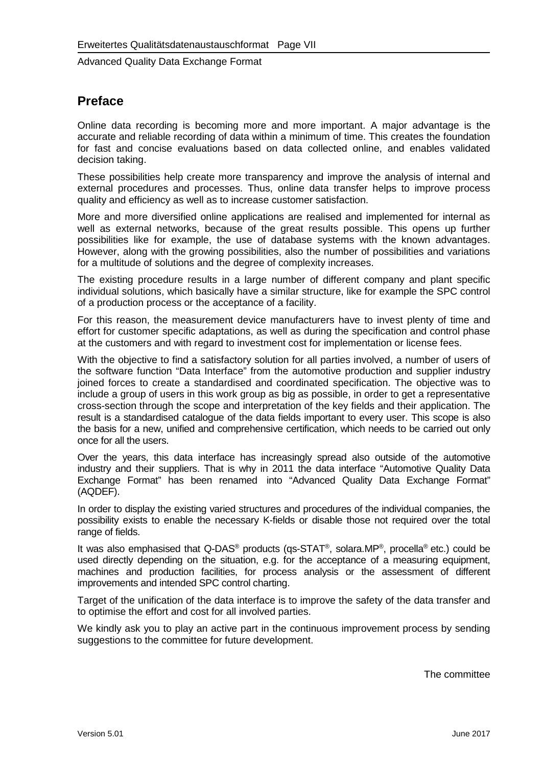## Preface

Online data recording is becoming more and more important. A major advantage is the accurate and reliable recording of data within a minimum of time. This creates the foundation for fast and concise evaluations based on data collected online, and enables validated decision taking.

These possibilities help create more transparency and improve the analysis of internal and external procedures and processes. Thus, online data transfer helps to improve process quality and efficiency as well as to increase customer satisfaction.

More and more diversified online applications are realised and implemented for internal as well as external networks, because of the great results possible. This opens up further possibilities like for example, the use of database systems with the known advantages. However, along with the growing possibilities, also the number of possibilities and variations for a multitude of solutions and the degree of complexity increases.

The existing procedure results in a large number of different company and plant specific individual solutions, which basically have a similar structure, like for example the SPC control of a production process or the acceptance of a facility.

For this reason, the measurement device manufacturers have to invest plenty of time and effort for customer specific adaptations, as well as during the specification and control phase at the customers and with regard to investment cost for implementation or license fees.

With the objective to find a satisfactory solution for all parties involved, a number of users of the software function "Data Interface" from the automotive production and supplier industry joined forces to create a standardised and coordinated specification. The objective was to include a group of users in this work group as big as possible, in order to get a representative cross-section through the scope and interpretation of the key fields and their application. The result is a standardised catalogue of the data fields important to every user. This scope is also the basis for a new, unified and comprehensive certification, which needs to be carried out only once for all the users.

Over the years, this data interface has increasingly spread also outside of the automotive industry and their suppliers. That is why in 2011 the data interface "Automotive Quality Data Exchange Format" has been renamed into "Advanced Quality Data Exchange Format" (AQDEF).

In order to display the existing varied structures and procedures of the individual companies, the possibility exists to enable the necessary K-fields or disable those not required over the total range of fields.

It was also emphasised that Q-DAS® products (qs-STAT®, solara.MP®, procella® etc.) could be used directly depending on the situation, e.g. for the acceptance of a measuring equipment, machines and production facilities, for process analysis or the assessment of different improvements and intended SPC control charting.

Target of the unification of the data interface is to improve the safety of the data transfer and to optimise the effort and cost for all involved parties.

We kindly ask you to play an active part in the continuous improvement process by sending suggestions to the committee for future development.

The committee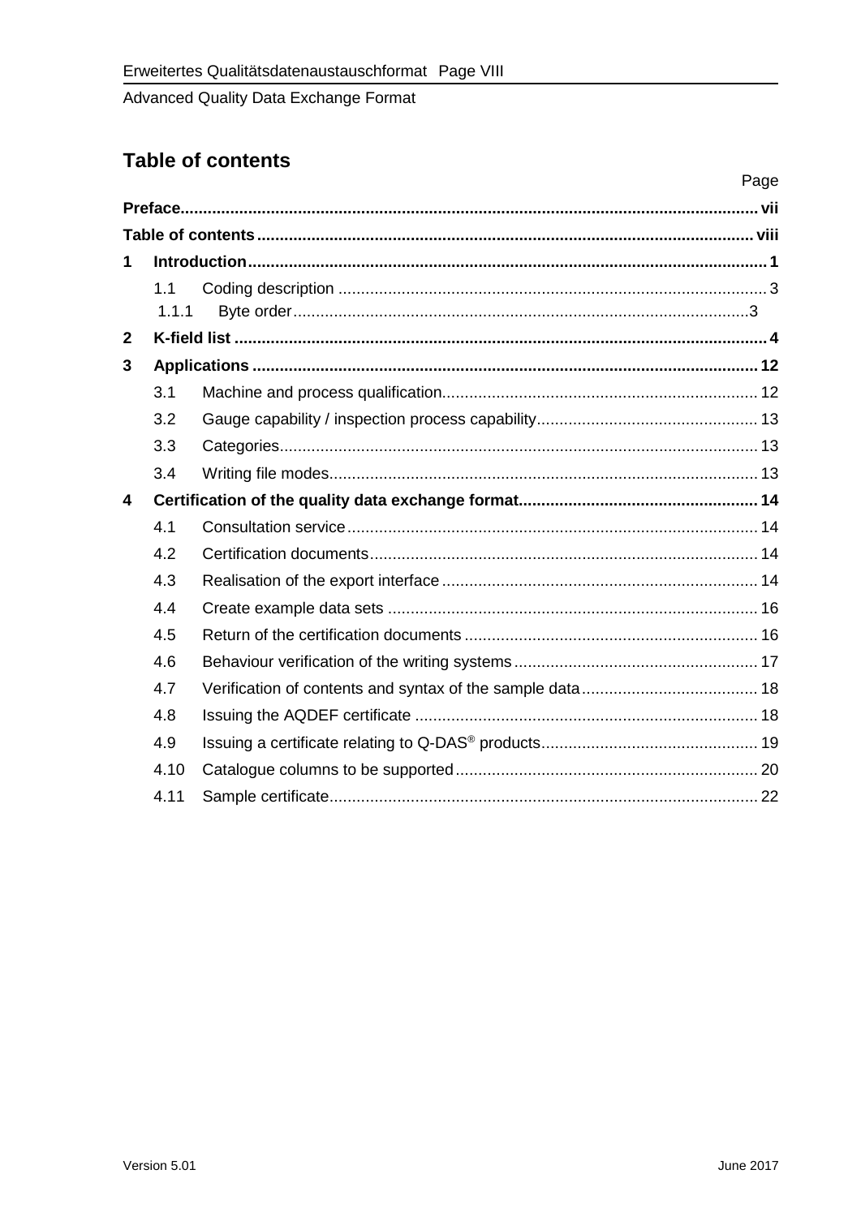## Table of contents

Page

**Preface** ..... **vii**

**Table of contents** ..... **viii**

**1 Introduction** ..... **1**

- 1.1 Coding description ..... 3
  - 1.1.1 Byte order ..... 3

**2 K-field list** ..... **4**

**3 Applications** ..... **12**

- 3.1 Machine and process qualification ..... 12
- 3.2 Gauge capability / inspection process capability ..... 13
- 3.3 Categories ..... 13
- 3.4 Writing file modes ..... 13

**4 Certification of the quality data exchange format** ..... **14**

- 4.1 Consultation service ..... 14
- 4.2 Certification documents ..... 14
- 4.3 Realisation of the export interface ..... 14
- 4.4 Create example data sets ..... 16
- 4.5 Return of the certification documents ..... 16
- 4.6 Behaviour verification of the writing systems ..... 17
- 4.7 Verification of contents and syntax of the sample data ..... 18
- 4.8 Issuing the AQDEF certificate ..... 18
- 4.9 Issuing a certificate relating to Q-DAS® products ..... 19
- 4.10 Catalogue columns to be supported ..... 20
- 4.11 Sample certificate ..... 22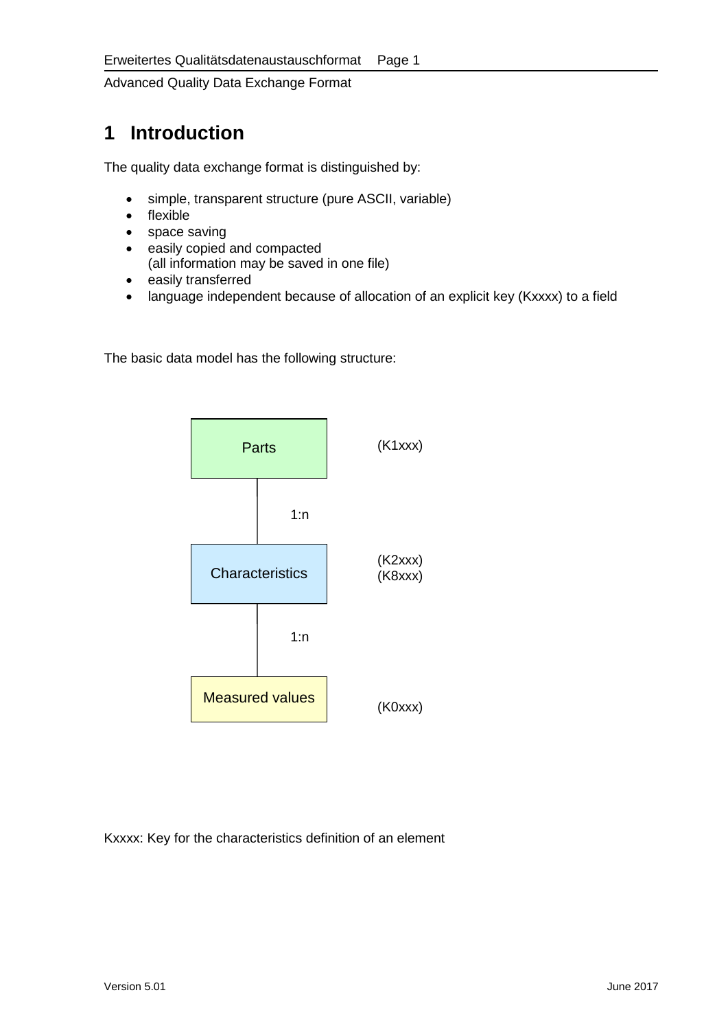# 1 Introduction

The quality data exchange format is distinguished by:

- simple, transparent structure (pure ASCII, variable)
- flexible
- space saving
- easily copied and compacted
  (all information may be saved in one file)
- easily transferred
- language independent because of allocation of an explicit key (Kxxxx) to a field

The basic data model has the following structure:

Parts (K1xxx)

1:n

Characteristics (K2xxx) (K8xxx)

1:n

Measured values (K0xxx)

Kxxxx: Key for the characteristics definition of an element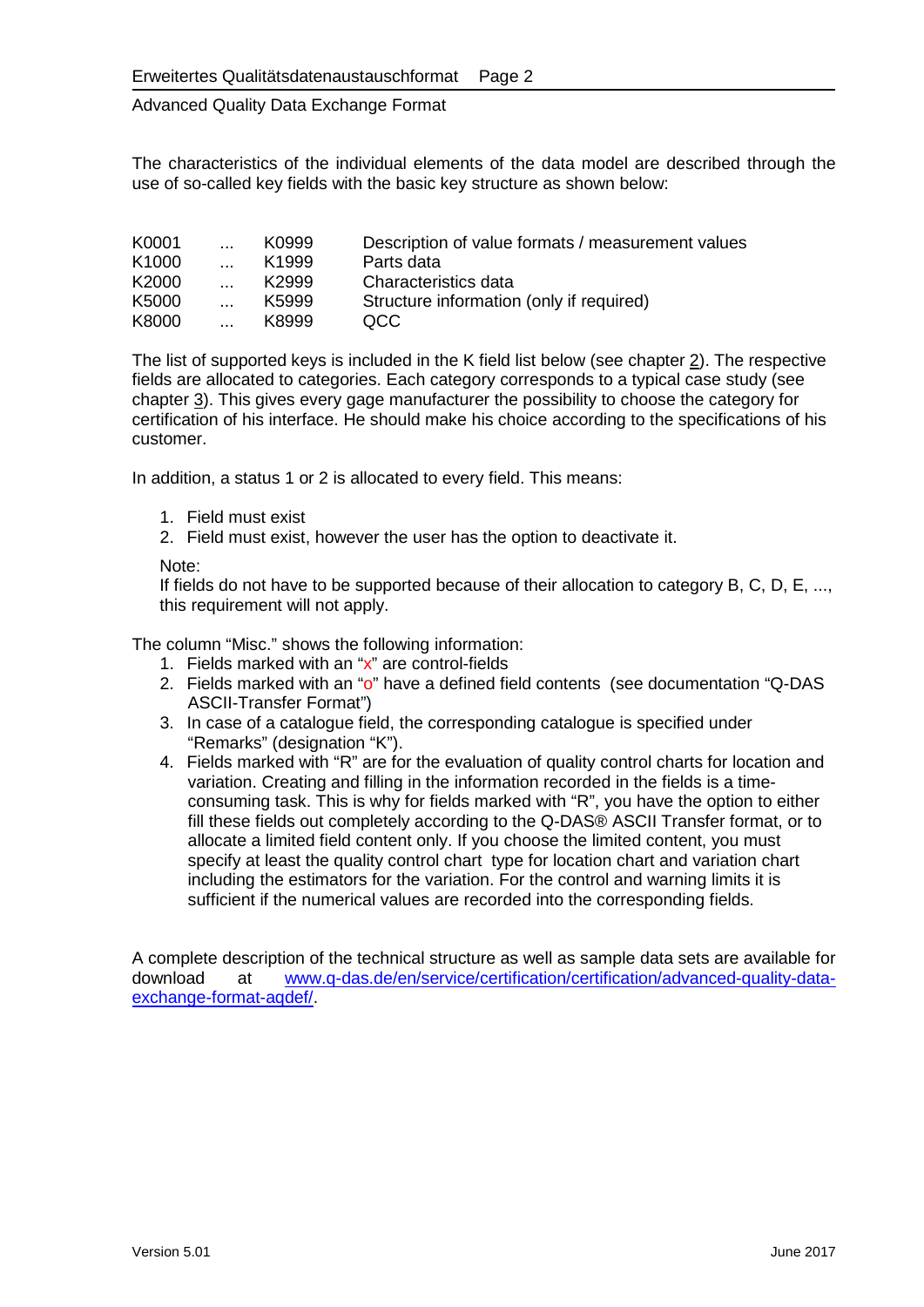The characteristics of the individual elements of the data model are described through the use of so-called key fields with the basic key structure as shown below:

| | | | |
|---|---|---|---|
| K0001 | ... | K0999 | Description of value formats / measurement values |
| K1000 | ... | K1999 | Parts data |
| K2000 | ... | K2999 | Characteristics data |
| K5000 | ... | K5999 | Structure information (only if required) |
| K8000 | ... | K8999 | QCC |

The list of supported keys is included in the K field list below (see chapter 2). The respective fields are allocated to categories. Each category corresponds to a typical case study (see chapter 3). This gives every gage manufacturer the possibility to choose the category for certification of his interface. He should make his choice according to the specifications of his customer.

In addition, a status 1 or 2 is allocated to every field. This means:

1. Field must exist
2. Field must exist, however the user has the option to deactivate it.

Note:
If fields do not have to be supported because of their allocation to category B, C, D, E, ..., this requirement will not apply.

The column "Misc." shows the following information:

1. Fields marked with an "x" are control-fields
2. Fields marked with an "o" have a defined field contents (see documentation "Q-DAS ASCII-Transfer Format")
3. In case of a catalogue field, the corresponding catalogue is specified under "Remarks" (designation "K").
4. Fields marked with "R" are for the evaluation of quality control charts for location and variation. Creating and filling in the information recorded in the fields is a time-consuming task. This is why for fields marked with "R", you have the option to either fill these fields out completely according to the Q-DAS® ASCII Transfer format, or to allocate a limited field content only. If you choose the limited content, you must specify at least the quality control chart type for location chart and variation chart including the estimators for the variation. For the control and warning limits it is sufficient if the numerical values are recorded into the corresponding fields.

A complete description of the technical structure as well as sample data sets are available for download at www.q-das.de/en/service/certification/certification/advanced-quality-data-exchange-format-aqdef/.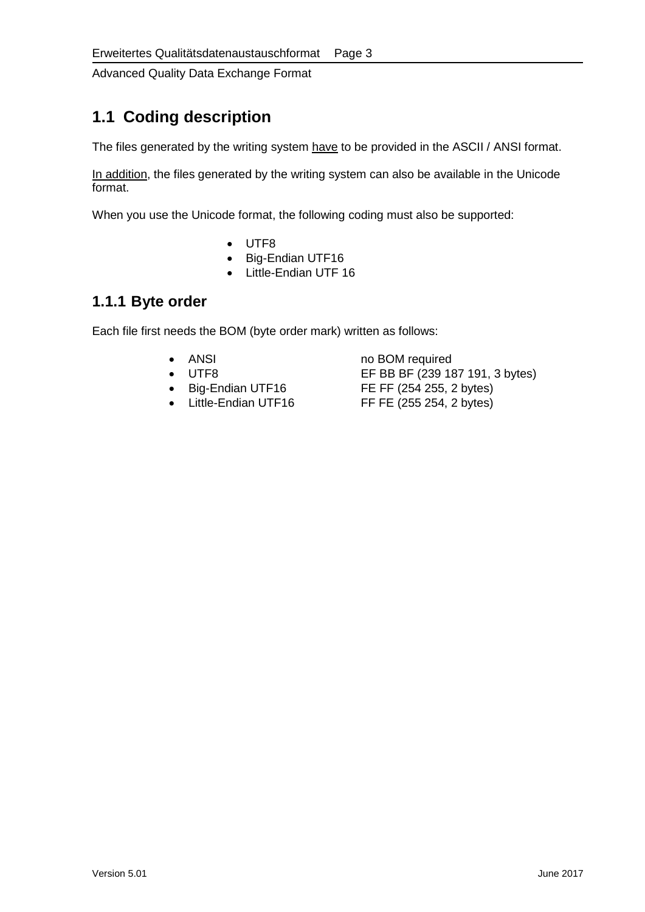## 1.1 Coding description

The files generated by the writing system have to be provided in the ASCII / ANSI format.

In addition, the files generated by the writing system can also be available in the Unicode format.

When you use the Unicode format, the following coding must also be supported:

- UTF8
- Big-Endian UTF16
- Little-Endian UTF 16

### 1.1.1 Byte order

Each file first needs the BOM (byte order mark) written as follows:

- ANSI no BOM required
- UTF8 EF BB BF (239 187 191, 3 bytes)
- Big-Endian UTF16 FE FF (254 255, 2 bytes)
- Little-Endian UTF16 FF FE (255 254, 2 bytes)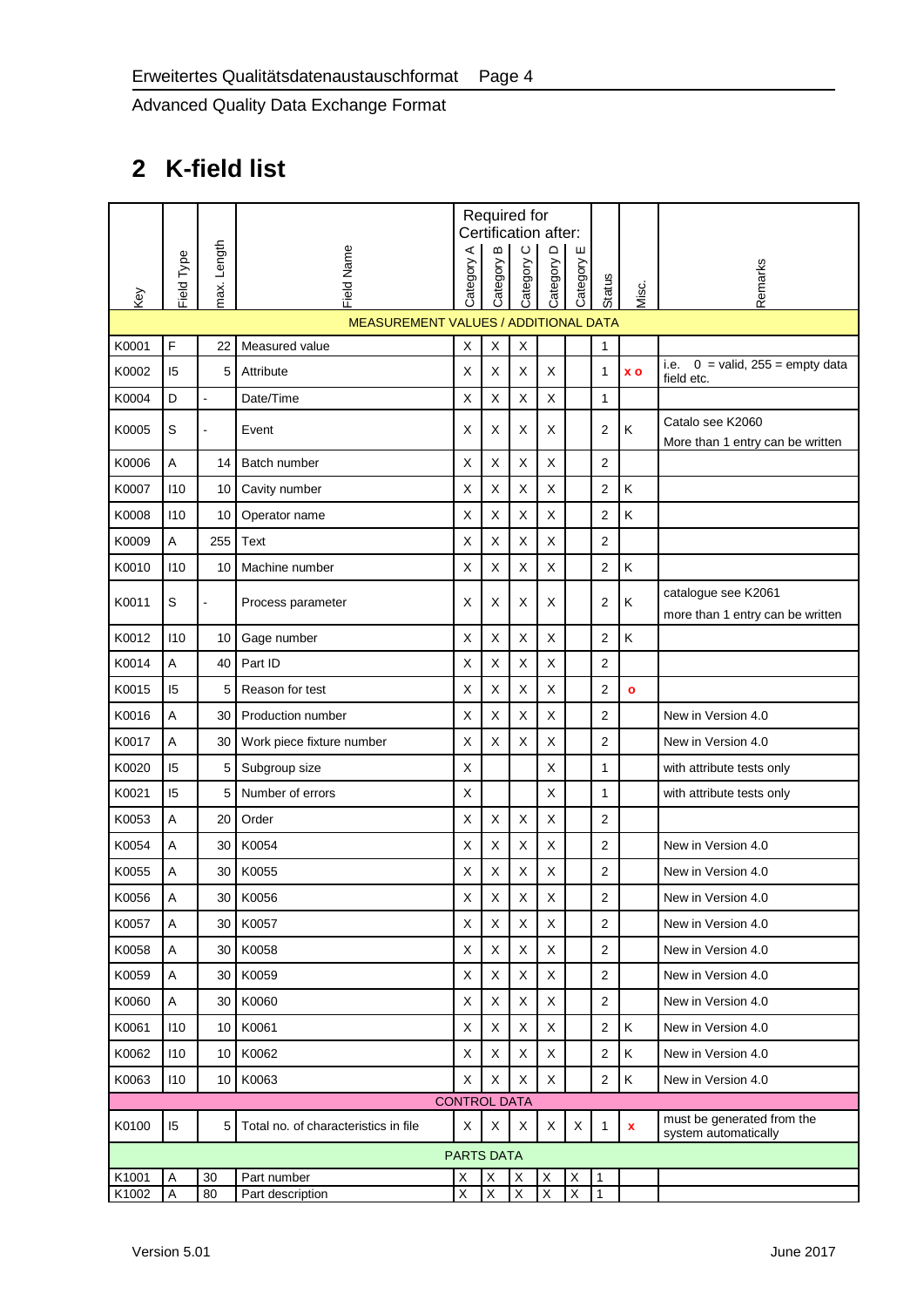# 2 K-field list

| Key | Field Type | max. Length | Field Name | Required for Certification after: Category A | Category B | Category C | Category D | Category E | Status | Misc. | Remarks |
|---|---|---|---|---|---|---|---|---|---|---|---|
| MEASUREMENT VALUES / ADDITIONAL DATA | | | | | | | | | | | |
| K0001 | F | 22 | Measured value | X | X | X | | | 1 | | |
| K0002 | I5 | 5 | Attribute | X | X | X | X | | 1 | x o | i.e. 0 = valid, 255 = empty data field etc. |
| K0004 | D | - | Date/Time | X | X | X | X | | 1 | | |
| K0005 | S | - | Event | X | X | X | X | | 2 | K | Catalo see K2060<br>More than 1 entry can be written |
| K0006 | A | 14 | Batch number | X | X | X | X | | 2 | | |
| K0007 | I10 | 10 | Cavity number | X | X | X | X | | 2 | K | |
| K0008 | I10 | 10 | Operator name | X | X | X | X | | 2 | K | |
| K0009 | A | 255 | Text | X | X | X | X | | 2 | | |
| K0010 | I10 | 10 | Machine number | X | X | X | X | | 2 | K | |
| K0011 | S | - | Process parameter | X | X | X | X | | 2 | K | catalogue see K2061<br>more than 1 entry can be written |
| K0012 | I10 | 10 | Gage number | X | X | X | X | | 2 | K | |
| K0014 | A | 40 | Part ID | X | X | X | X | | 2 | | |
| K0015 | I5 | 5 | Reason for test | X | X | X | X | | 2 | o | |
| K0016 | A | 30 | Production number | X | X | X | X | | 2 | | New in Version 4.0 |
| K0017 | A | 30 | Work piece fixture number | X | X | X | X | | 2 | | New in Version 4.0 |
| K0020 | I5 | 5 | Subgroup size | X | | | X | | 1 | | with attribute tests only |
| K0021 | I5 | 5 | Number of errors | X | | | X | | 1 | | with attribute tests only |
| K0053 | A | 20 | Order | X | X | X | X | | 2 | | |
| K0054 | A | 30 | K0054 | X | X | X | X | | 2 | | New in Version 4.0 |
| K0055 | A | 30 | K0055 | X | X | X | X | | 2 | | New in Version 4.0 |
| K0056 | A | 30 | K0056 | X | X | X | X | | 2 | | New in Version 4.0 |
| K0057 | A | 30 | K0057 | X | X | X | X | | 2 | | New in Version 4.0 |
| K0058 | A | 30 | K0058 | X | X | X | X | | 2 | | New in Version 4.0 |
| K0059 | A | 30 | K0059 | X | X | X | X | | 2 | | New in Version 4.0 |
| K0060 | A | 30 | K0060 | X | X | X | X | | 2 | | New in Version 4.0 |
| K0061 | I10 | 10 | K0061 | X | X | X | X | | 2 | K | New in Version 4.0 |
| K0062 | I10 | 10 | K0062 | X | X | X | X | | 2 | K | New in Version 4.0 |
| K0063 | I10 | 10 | K0063 | X | X | X | X | | 2 | K | New in Version 4.0 |
| CONTROL DATA | | | | | | | | | | | |
| K0100 | I5 | 5 | Total no. of characteristics in file | X | X | X | X | X | 1 | x | must be generated from the system automatically |
| PARTS DATA | | | | | | | | | | | |
| K1001 | A | 30 | Part number | X | X | X | X | X | 1 | | |
| K1002 | A | 80 | Part description | X | X | X | X | X | 1 | | |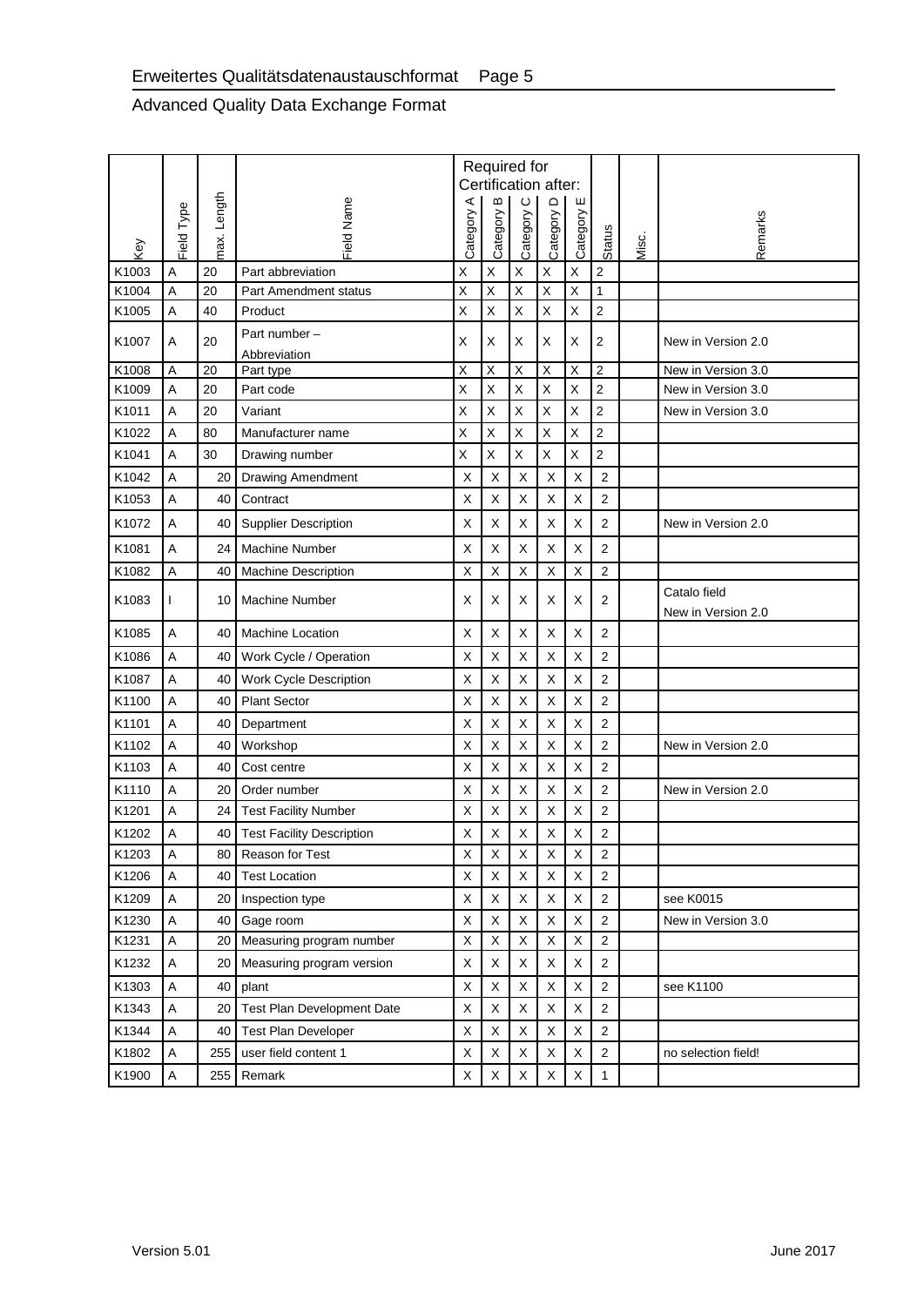| Key | Field Type | max. Length | Field Name | Required for Certification after: Category A | Category B | Category C | Category D | Category E | Status | Misc. | Remarks |
|---|---|---|---|---|---|---|---|---|---|---|---|
| K1003 | A | 20 | Part abbreviation | X | X | X | X | X | 2 | | |
| K1004 | A | 20 | Part Amendment status | X | X | X | X | X | 1 | | |
| K1005 | A | 40 | Product | X | X | X | X | X | 2 | | |
| K1007 | A | 20 | Part number – Abbreviation | X | X | X | X | X | 2 | | New in Version 2.0 |
| K1008 | A | 20 | Part type | X | X | X | X | X | 2 | | New in Version 3.0 |
| K1009 | A | 20 | Part code | X | X | X | X | X | 2 | | New in Version 3.0 |
| K1011 | A | 20 | Variant | X | X | X | X | X | 2 | | New in Version 3.0 |
| K1022 | A | 80 | Manufacturer name | X | X | X | X | X | 2 | | |
| K1041 | A | 30 | Drawing number | X | X | X | X | X | 2 | | |
| K1042 | A | 20 | Drawing Amendment | X | X | X | X | X | 2 | | |
| K1053 | A | 40 | Contract | X | X | X | X | X | 2 | | |
| K1072 | A | 40 | Supplier Description | X | X | X | X | X | 2 | | New in Version 2.0 |
| K1081 | A | 24 | Machine Number | X | X | X | X | X | 2 | | |
| K1082 | A | 40 | Machine Description | X | X | X | X | X | 2 | | |
| K1083 | I | 10 | Machine Number | X | X | X | X | X | 2 | | Catalo field New in Version 2.0 |
| K1085 | A | 40 | Machine Location | X | X | X | X | X | 2 | | |
| K1086 | A | 40 | Work Cycle / Operation | X | X | X | X | X | 2 | | |
| K1087 | A | 40 | Work Cycle Description | X | X | X | X | X | 2 | | |
| K1100 | A | 40 | Plant Sector | X | X | X | X | X | 2 | | |
| K1101 | A | 40 | Department | X | X | X | X | X | 2 | | |
| K1102 | A | 40 | Workshop | X | X | X | X | X | 2 | | New in Version 2.0 |
| K1103 | A | 40 | Cost centre | X | X | X | X | X | 2 | | |
| K1110 | A | 20 | Order number | X | X | X | X | X | 2 | | New in Version 2.0 |
| K1201 | A | 24 | Test Facility Number | X | X | X | X | X | 2 | | |
| K1202 | A | 40 | Test Facility Description | X | X | X | X | X | 2 | | |
| K1203 | A | 80 | Reason for Test | X | X | X | X | X | 2 | | |
| K1206 | A | 40 | Test Location | X | X | X | X | X | 2 | | |
| K1209 | A | 20 | Inspection type | X | X | X | X | X | 2 | | see K0015 |
| K1230 | A | 40 | Gage room | X | X | X | X | X | 2 | | New in Version 3.0 |
| K1231 | A | 20 | Measuring program number | X | X | X | X | X | 2 | | |
| K1232 | A | 20 | Measuring program version | X | X | X | X | X | 2 | | |
| K1303 | A | 40 | plant | X | X | X | X | X | 2 | | see K1100 |
| K1343 | A | 20 | Test Plan Development Date | X | X | X | X | X | 2 | | |
| K1344 | A | 40 | Test Plan Developer | X | X | X | X | X | 2 | | |
| K1802 | A | 255 | user field content 1 | X | X | X | X | X | 2 | | no selection field! |
| K1900 | A | 255 | Remark | X | X | X | X | X | 1 | | |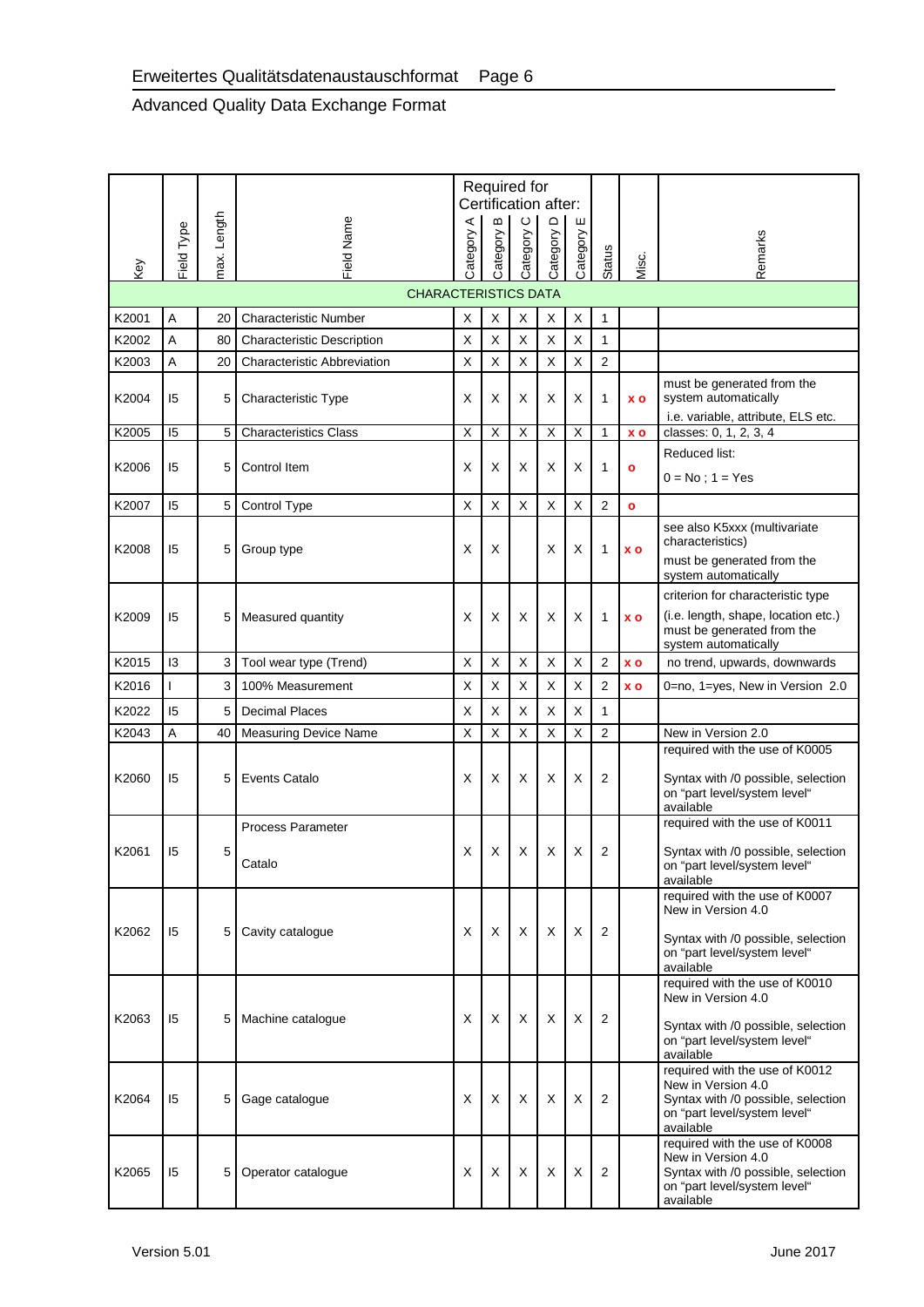| Key | Field Type | max. Length | Field Name | Required for Certification after: Category A | Category B | Category C | Category D | Category E | Status | Misc. | Remarks |
|---|---|---|---|---|---|---|---|---|---|---|---|
| | | | CHARACTERISTICS DATA | | | | | | | | |
| K2001 | A | 20 | Characteristic Number | X | X | X | X | X | 1 | | |
| K2002 | A | 80 | Characteristic Description | X | X | X | X | X | 1 | | |
| K2003 | A | 20 | Characteristic Abbreviation | X | X | X | X | X | 2 | | |
| K2004 | I5 | 5 | Characteristic Type | X | X | X | X | X | 1 | x o | must be generated from the system automatically i.e. variable, attribute, ELS etc. |
| K2005 | I5 | 5 | Characteristics Class | X | X | X | X | X | 1 | x o | classes: 0, 1, 2, 3, 4 |
| K2006 | I5 | 5 | Control Item | X | X | X | X | X | 1 | o | Reduced list: 0 = No ; 1 = Yes |
| K2007 | I5 | 5 | Control Type | X | X | X | X | X | 2 | o | |
| K2008 | I5 | 5 | Group type | X | X | | X | X | 1 | x o | see also K5xxx (multivariate characteristics) must be generated from the system automatically |
| K2009 | I5 | 5 | Measured quantity | X | X | X | X | X | 1 | x o | criterion for characteristic type (i.e. length, shape, location etc.) must be generated from the system automatically |
| K2015 | I3 | 3 | Tool wear type (Trend) | X | X | X | X | X | 2 | x o | no trend, upwards, downwards |
| K2016 | I | 3 | 100% Measurement | X | X | X | X | X | 2 | x o | 0=no, 1=yes, New in Version 2.0 |
| K2022 | I5 | 5 | Decimal Places | X | X | X | X | X | 1 | | |
| K2043 | A | 40 | Measuring Device Name | X | X | X | X | X | 2 | | New in Version 2.0 |
| K2060 | I5 | 5 | Events Catalo | X | X | X | X | X | 2 | | required with the use of K0005 Syntax with /0 possible, selection on "part level/system level" available |
| K2061 | I5 | 5 | Process Parameter Catalo | X | X | X | X | X | 2 | | required with the use of K0011 Syntax with /0 possible, selection on "part level/system level" available |
| K2062 | I5 | 5 | Cavity catalogue | X | X | X | X | X | 2 | | required with the use of K0007 New in Version 4.0 Syntax with /0 possible, selection on "part level/system level" available |
| K2063 | I5 | 5 | Machine catalogue | X | X | X | X | X | 2 | | required with the use of K0010 New in Version 4.0 Syntax with /0 possible, selection on "part level/system level" available |
| K2064 | I5 | 5 | Gage catalogue | X | X | X | X | X | 2 | | required with the use of K0012 New in Version 4.0 Syntax with /0 possible, selection on "part level/system level" available |
| K2065 | I5 | 5 | Operator catalogue | X | X | X | X | X | 2 | | required with the use of K0008 New in Version 4.0 Syntax with /0 possible, selection on "part level/system level" available |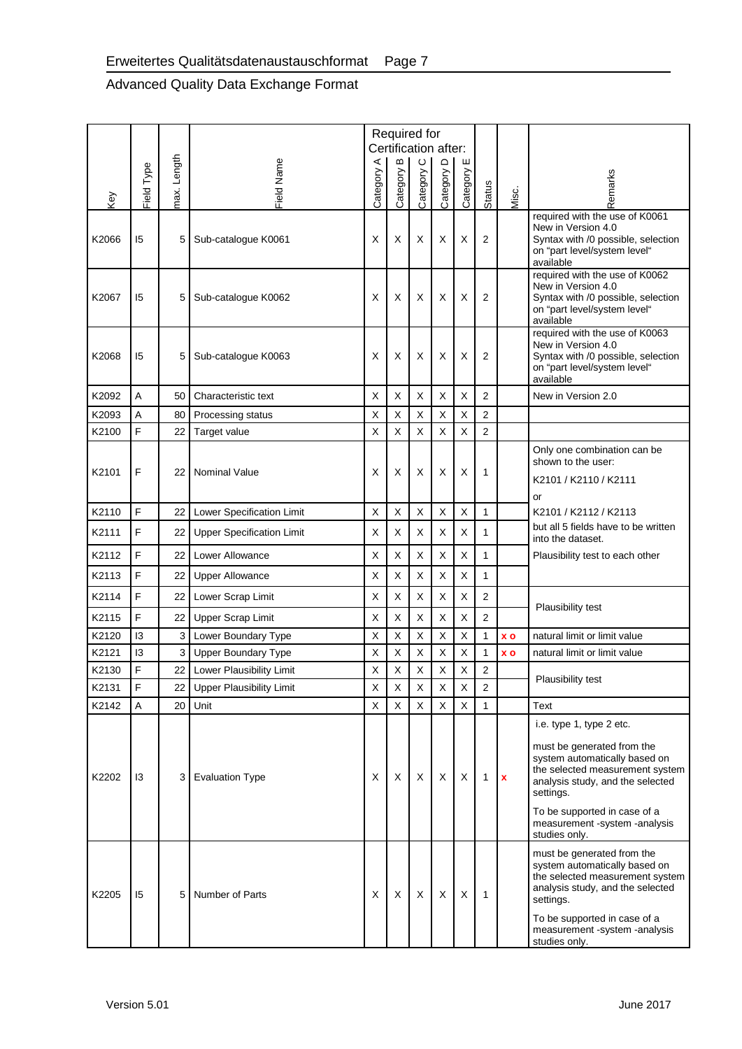| Key | Field Type | max. Length | Field Name | Required for Certification after: Category A | Category B | Category C | Category D | Category E | Status | Misc. | Remarks |
|---|---|---|---|---|---|---|---|---|---|---|---|
| K2066 | I5 | 5 | Sub-catalogue K0061 | X | X | X | X | X | 2 | | required with the use of K0061 New in Version 4.0 Syntax with /0 possible, selection on "part level/system level" available |
| K2067 | I5 | 5 | Sub-catalogue K0062 | X | X | X | X | X | 2 | | required with the use of K0062 New in Version 4.0 Syntax with /0 possible, selection on "part level/system level" available |
| K2068 | I5 | 5 | Sub-catalogue K0063 | X | X | X | X | X | 2 | | required with the use of K0063 New in Version 4.0 Syntax with /0 possible, selection on "part level/system level" available |
| K2092 | A | 50 | Characteristic text | X | X | X | X | X | 2 | | New in Version 2.0 |
| K2093 | A | 80 | Processing status | X | X | X | X | X | 2 | | |
| K2100 | F | 22 | Target value | X | X | X | X | X | 2 | | |
| K2101 | F | 22 | Nominal Value | X | X | X | X | X | 1 | | Only one combination can be shown to the user: K2101 / K2110 / K2111 or |
| K2110 | F | 22 | Lower Specification Limit | X | X | X | X | X | 1 | | K2101 / K2112 / K2113 |
| K2111 | F | 22 | Upper Specification Limit | X | X | X | X | X | 1 | | but all 5 fields have to be written into the dataset. |
| K2112 | F | 22 | Lower Allowance | X | X | X | X | X | 1 | | Plausibility test to each other |
| K2113 | F | 22 | Upper Allowance | X | X | X | X | X | 1 | | |
| K2114 | F | 22 | Lower Scrap Limit | X | X | X | X | X | 2 | | Plausibility test |
| K2115 | F | 22 | Upper Scrap Limit | X | X | X | X | X | 2 | | |
| K2120 | I3 | 3 | Lower Boundary Type | X | X | X | X | X | 1 | x o | natural limit or limit value |
| K2121 | I3 | 3 | Upper Boundary Type | X | X | X | X | X | 1 | x o | natural limit or limit value |
| K2130 | F | 22 | Lower Plausibility Limit | X | X | X | X | X | 2 | | Plausibility test |
| K2131 | F | 22 | Upper Plausibility Limit | X | X | X | X | X | 2 | | |
| K2142 | A | 20 | Unit | X | X | X | X | X | 1 | | Text |
| K2202 | I3 | 3 | Evaluation Type | X | X | X | X | X | 1 | x | i.e. type 1, type 2 etc. must be generated from the system automatically based on the selected measurement system analysis study, and the selected settings. To be supported in case of a measurement -system -analysis studies only. |
| K2205 | I5 | 5 | Number of Parts | X | X | X | X | X | 1 | | must be generated from the system automatically based on the selected measurement system analysis study, and the selected settings. To be supported in case of a measurement -system -analysis studies only. |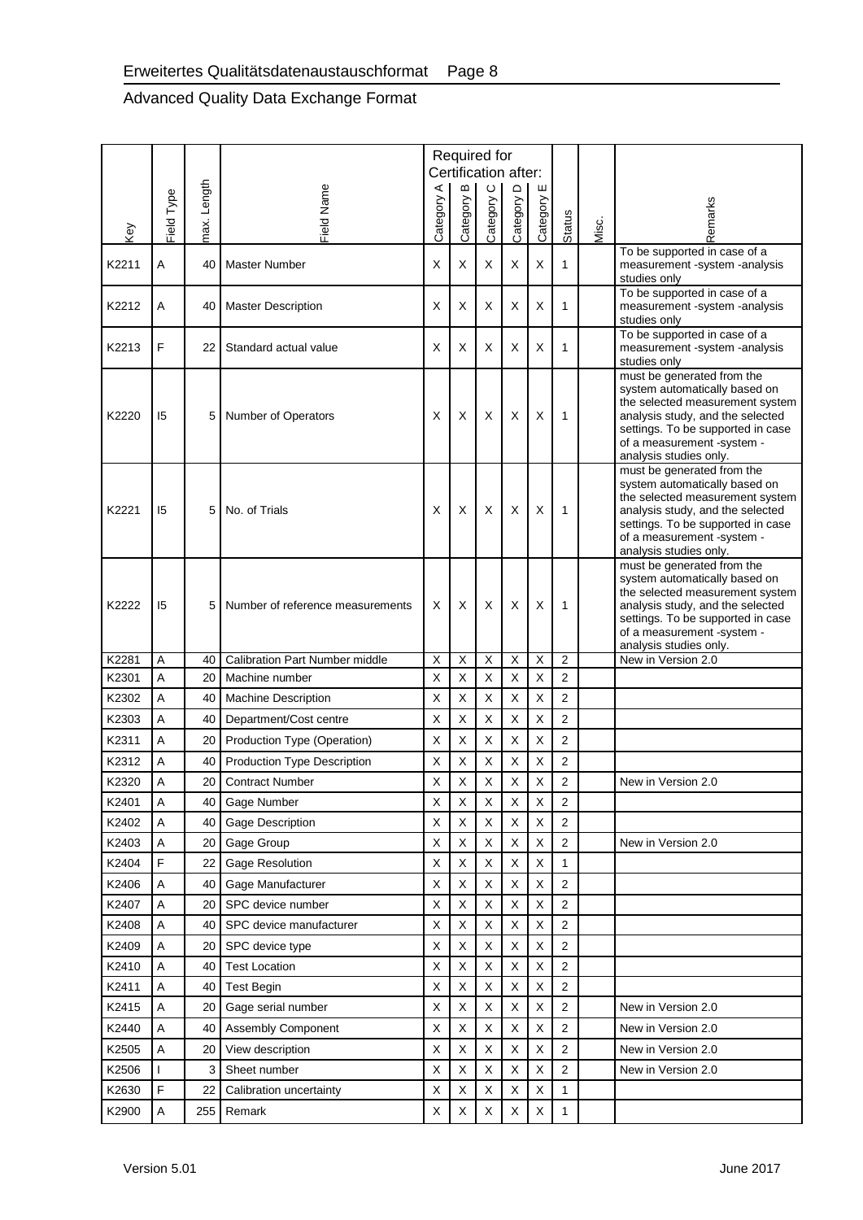| Key | Field Type | max. Length | Field Name | Required for Certification after: | | | | | Status | Misc. | Remarks |
|---|---|---|---|---|---|---|---|---|---|---|---|
| | | | | Category A | Category B | Category C | Category D | Category E | | | |
| K2211 | A | 40 | Master Number | X | X | X | X | X | 1 | | To be supported in case of a measurement -system -analysis studies only |
| K2212 | A | 40 | Master Description | X | X | X | X | X | 1 | | To be supported in case of a measurement -system -analysis studies only |
| K2213 | F | 22 | Standard actual value | X | X | X | X | X | 1 | | To be supported in case of a measurement -system -analysis studies only |
| K2220 | I5 | 5 | Number of Operators | X | X | X | X | X | 1 | | must be generated from the system automatically based on the selected measurement system analysis study, and the selected settings. To be supported in case of a measurement -system - analysis studies only. |
| K2221 | I5 | 5 | No. of Trials | X | X | X | X | X | 1 | | must be generated from the system automatically based on the selected measurement system analysis study, and the selected settings. To be supported in case of a measurement -system - analysis studies only. |
| K2222 | I5 | 5 | Number of reference measurements | X | X | X | X | X | 1 | | must be generated from the system automatically based on the selected measurement system analysis study, and the selected settings. To be supported in case of a measurement -system - analysis studies only. |
| K2281 | A | 40 | Calibration Part Number middle | X | X | X | X | X | 2 | | New in Version 2.0 |
| K2301 | A | 20 | Machine number | X | X | X | X | X | 2 | | |
| K2302 | A | 40 | Machine Description | X | X | X | X | X | 2 | | |
| K2303 | A | 40 | Department/Cost centre | X | X | X | X | X | 2 | | |
| K2311 | A | 20 | Production Type (Operation) | X | X | X | X | X | 2 | | |
| K2312 | A | 40 | Production Type Description | X | X | X | X | X | 2 | | |
| K2320 | A | 20 | Contract Number | X | X | X | X | X | 2 | | New in Version 2.0 |
| K2401 | A | 40 | Gage Number | X | X | X | X | X | 2 | | |
| K2402 | A | 40 | Gage Description | X | X | X | X | X | 2 | | |
| K2403 | A | 20 | Gage Group | X | X | X | X | X | 2 | | New in Version 2.0 |
| K2404 | F | 22 | Gage Resolution | X | X | X | X | X | 1 | | |
| K2406 | A | 40 | Gage Manufacturer | X | X | X | X | X | 2 | | |
| K2407 | A | 20 | SPC device number | X | X | X | X | X | 2 | | |
| K2408 | A | 40 | SPC device manufacturer | X | X | X | X | X | 2 | | |
| K2409 | A | 20 | SPC device type | X | X | X | X | X | 2 | | |
| K2410 | A | 40 | Test Location | X | X | X | X | X | 2 | | |
| K2411 | A | 40 | Test Begin | X | X | X | X | X | 2 | | |
| K2415 | A | 20 | Gage serial number | X | X | X | X | X | 2 | | New in Version 2.0 |
| K2440 | A | 40 | Assembly Component | X | X | X | X | X | 2 | | New in Version 2.0 |
| K2505 | A | 20 | View description | X | X | X | X | X | 2 | | New in Version 2.0 |
| K2506 | I | 3 | Sheet number | X | X | X | X | X | 2 | | New in Version 2.0 |
| K2630 | F | 22 | Calibration uncertainty | X | X | X | X | X | 1 | | |
| K2900 | A | 255 | Remark | X | X | X | X | X | 1 | | |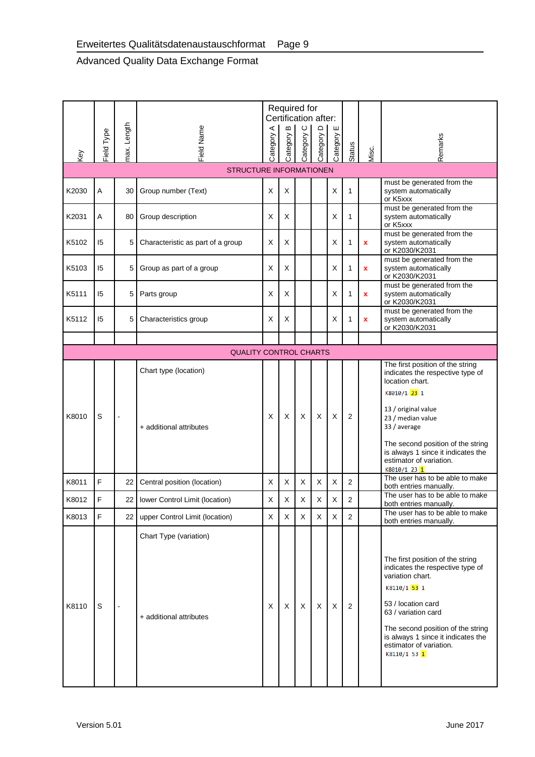| Key | Field Type | max. Length | Field Name | Required for Certification after: Category A | Category B | Category C | Category D | Category E | Status | Misc. | Remarks |
|---|---|---|---|---|---|---|---|---|---|---|---|
| **STRUCTURE INFORMATIONEN** | | | | | | | | | | | |
| K2030 | A | 30 | Group number (Text) | X | X | | | X | 1 | | must be generated from the system automatically or K5xxx |
| K2031 | A | 80 | Group description | X | X | | | X | 1 | | must be generated from the system automatically or K5xxx |
| K5102 | I5 | 5 | Characteristic as part of a group | X | X | | | X | 1 | x | must be generated from the system automatically or K2030/K2031 |
| K5103 | I5 | 5 | Group as part of a group | X | X | | | X | 1 | x | must be generated from the system automatically or K2030/K2031 |
| K5111 | I5 | 5 | Parts group | X | X | | | X | 1 | x | must be generated from the system automatically or K2030/K2031 |
| K5112 | I5 | 5 | Characteristics group | X | X | | | X | 1 | x | must be generated from the system automatically or K2030/K2031 |
| | | | | | | | | | | | |
| **QUALITY CONTROL CHARTS** | | | | | | | | | | | |
| K8010 | S | - | Chart type (location)<br><br>+ additional attributes | X | X | X | X | X | 2 | | The first position of the string indicates the respective type of location chart.<br>K8010/1 23 1<br><br>13 / original value<br>23 / median value<br>33 / average<br><br>The second position of the string is always 1 since it indicates the estimator of variation.<br>K8010/1 23 1 |
| K8011 | F | 22 | Central position (location) | X | X | X | X | X | 2 | | The user has to be able to make both entries manually. |
| K8012 | F | 22 | lower Control Limit (location) | X | X | X | X | X | 2 | | The user has to be able to make both entries manually. |
| K8013 | F | 22 | upper Control Limit (location) | X | X | X | X | X | 2 | | The user has to be able to make both entries manually. |
| K8110 | S | - | Chart Type (variation)<br><br>+ additional attributes | X | X | X | X | X | 2 | | The first position of the string indicates the respective type of variation chart.<br>K8110/1 53 1<br><br>53 / location card<br>63 / variation card<br><br>The second position of the string is always 1 since it indicates the estimator of variation.<br>K8110/1 53 1 |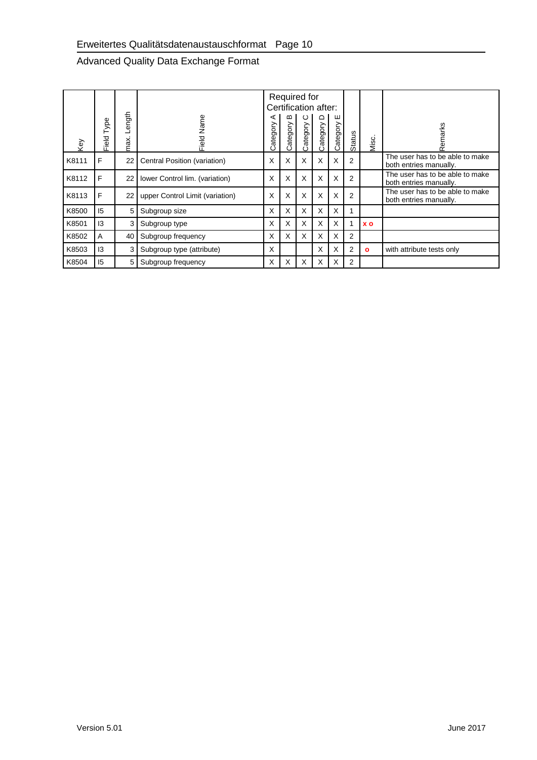| Key | Field Type | max. Length | Field Name | Required for Certification after: Category A | Category B | Category C | Category D | Category E | Status | Misc. | Remarks |
|---|---|---|---|---|---|---|---|---|---|---|---|
| K8111 | F | 22 | Central Position (variation) | X | X | X | X | X | 2 | | The user has to be able to make both entries manually. |
| K8112 | F | 22 | lower Control lim. (variation) | X | X | X | X | X | 2 | | The user has to be able to make both entries manually. |
| K8113 | F | 22 | upper Control Limit (variation) | X | X | X | X | X | 2 | | The user has to be able to make both entries manually. |
| K8500 | I5 | 5 | Subgroup size | X | X | X | X | X | 1 | | |
| K8501 | I3 | 3 | Subgroup type | X | X | X | X | X | 1 | x o | |
| K8502 | A | 40 | Subgroup frequency | X | X | X | X | X | 2 | | |
| K8503 | I3 | 3 | Subgroup type (attribute) | X | | | X | X | 2 | o | with attribute tests only |
| K8504 | I5 | 5 | Subgroup frequency | X | X | X | X | X | 2 | | |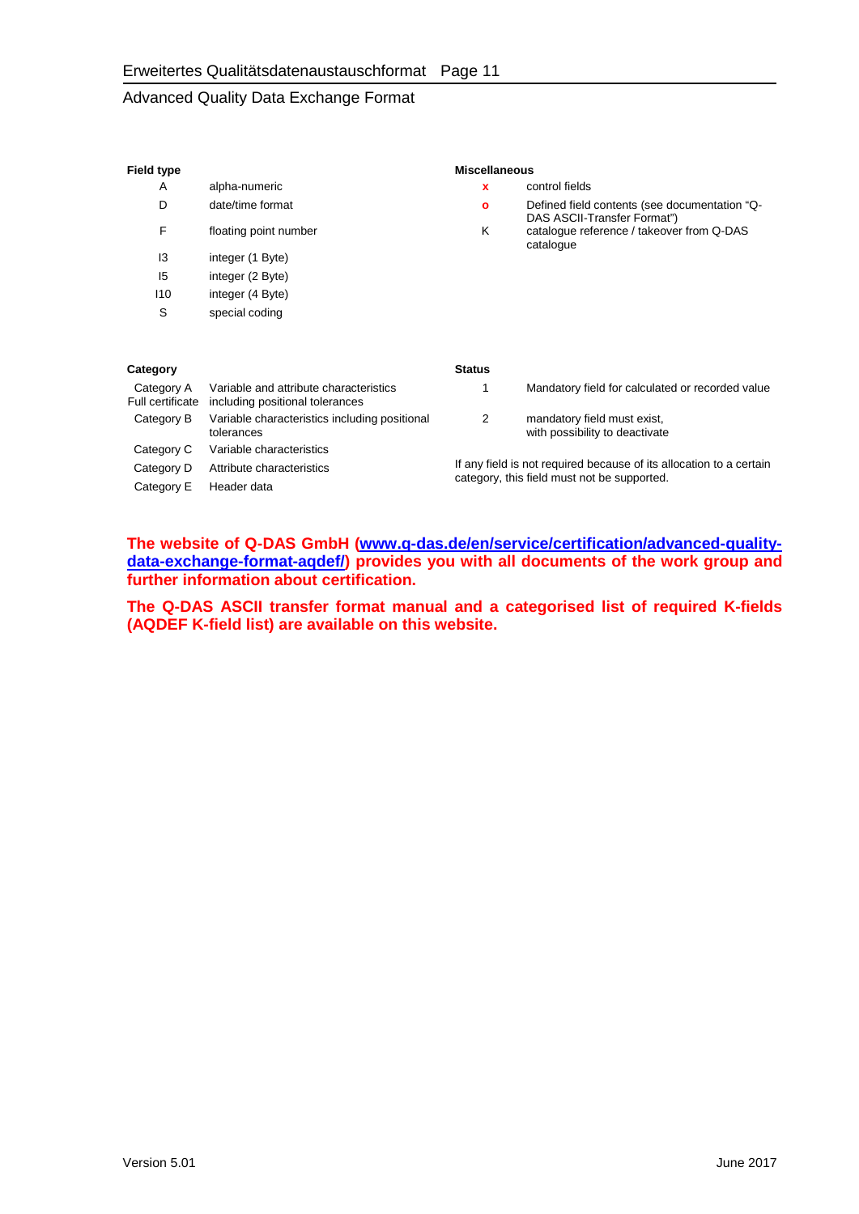**Field type**

| | |
|---|---|
| A | alpha-numeric |
| D | date/time format |
| F | floating point number |
| I3 | integer (1 Byte) |
| I5 | integer (2 Byte) |
| I10 | integer (4 Byte) |
| S | special coding |

**Miscellaneous**

| | |
|---|---|
| **x** | control fields |
| **o** | Defined field contents (see documentation "Q-DAS ASCII-Transfer Format") |
| K | catalogue reference / takeover from Q-DAS catalogue |

**Category**

| | |
|---|---|
| Category A Full certificate | Variable and attribute characteristics including positional tolerances |
| Category B | Variable characteristics including positional tolerances |
| Category C | Variable characteristics |
| Category D | Attribute characteristics |
| Category E | Header data |

**Status**

| | |
|---|---|
| 1 | Mandatory field for calculated or recorded value |
| 2 | mandatory field must exist, with possibility to deactivate |

If any field is not required because of its allocation to a certain category, this field must not be supported.

**The website of Q-DAS GmbH ([www.q-das.de/en/service/certification/advanced-quality-data-exchange-format-aqdef/](www.q-das.de/en/service/certification/advanced-quality-data-exchange-format-aqdef/)) provides you with all documents of the work group and further information about certification.**

**The Q-DAS ASCII transfer format manual and a categorised list of required K-fields (AQDEF K-field list) are available on this website.**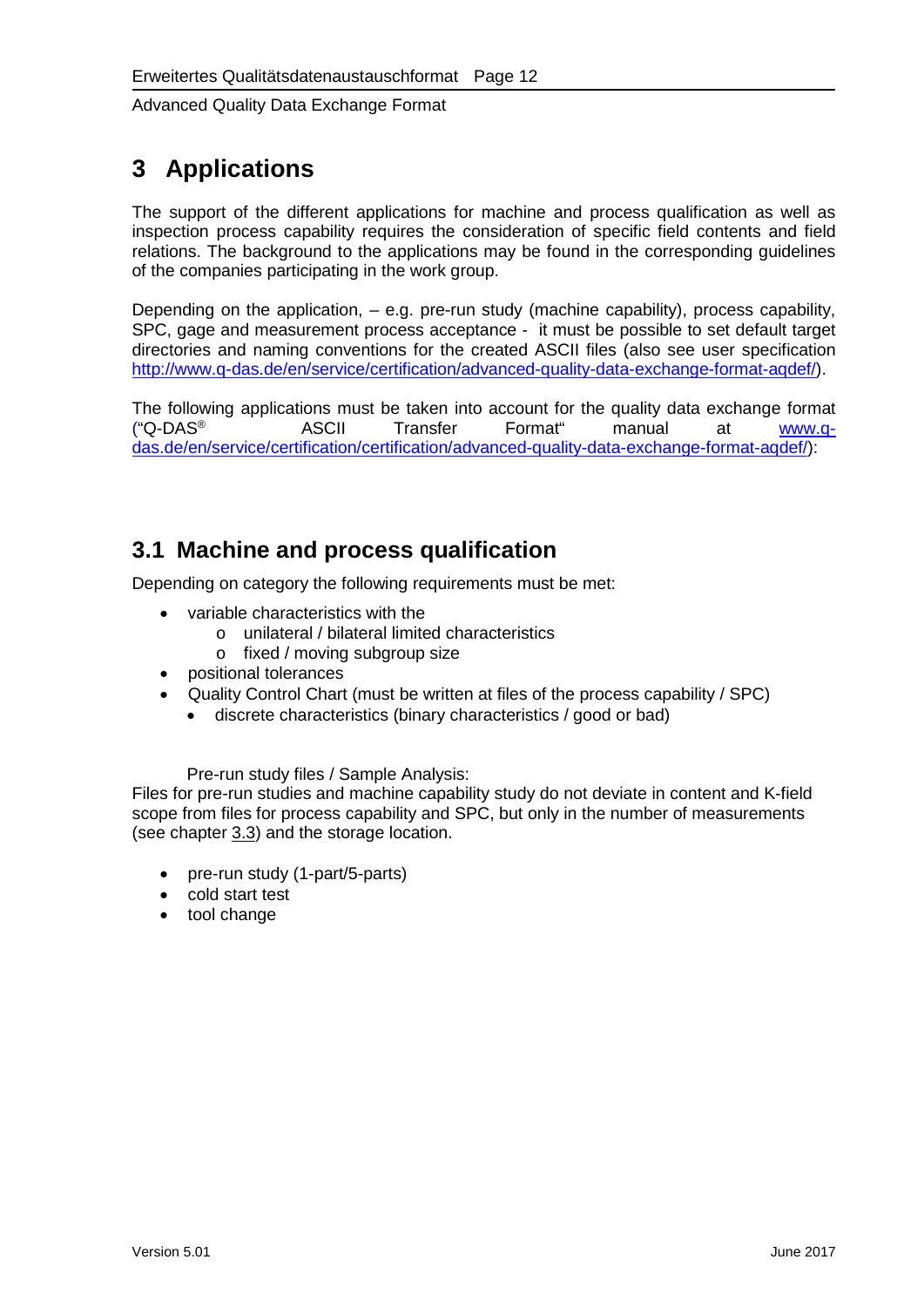# 3 Applications

The support of the different applications for machine and process qualification as well as inspection process capability requires the consideration of specific field contents and field relations. The background to the applications may be found in the corresponding guidelines of the companies participating in the work group.

Depending on the application, – e.g. pre-run study (machine capability), process capability, SPC, gage and measurement process acceptance - it must be possible to set default target directories and naming conventions for the created ASCII files (also see user specification http://www.q-das.de/en/service/certification/advanced-quality-data-exchange-format-aqdef/).

The following applications must be taken into account for the quality data exchange format ("Q-DAS® ASCII Transfer Format" manual at www.q-das.de/en/service/certification/certification/advanced-quality-data-exchange-format-aqdef/):

## 3.1 Machine and process qualification

Depending on category the following requirements must be met:

- variable characteristics with the
  - unilateral / bilateral limited characteristics
  - fixed / moving subgroup size
- positional tolerances
- Quality Control Chart (must be written at files of the process capability / SPC)
  - discrete characteristics (binary characteristics / good or bad)

Pre-run study files / Sample Analysis:
Files for pre-run studies and machine capability study do not deviate in content and K-field scope from files for process capability and SPC, but only in the number of measurements (see chapter 3.3) and the storage location.

- pre-run study (1-part/5-parts)
- cold start test
- tool change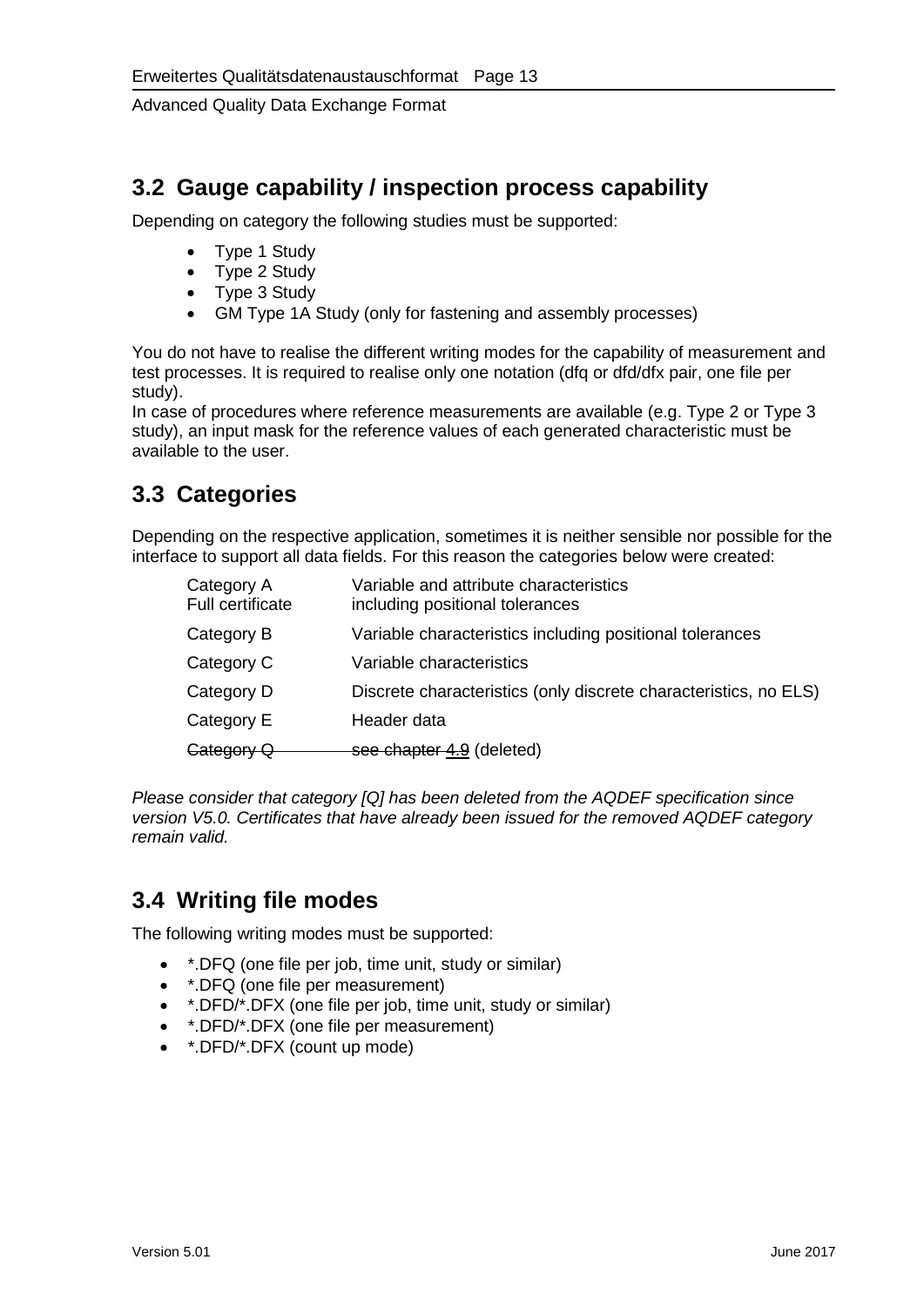## 3.2 Gauge capability / inspection process capability

Depending on category the following studies must be supported:

- Type 1 Study
- Type 2 Study
- Type 3 Study
- GM Type 1A Study (only for fastening and assembly processes)

You do not have to realise the different writing modes for the capability of measurement and test processes. It is required to realise only one notation (dfq or dfd/dfx pair, one file per study).
In case of procedures where reference measurements are available (e.g. Type 2 or Type 3 study), an input mask for the reference values of each generated characteristic must be available to the user.

## 3.3 Categories

Depending on the respective application, sometimes it is neither sensible nor possible for the interface to support all data fields. For this reason the categories below were created:

| | |
|---|---|
| Category A<br>Full certificate | Variable and attribute characteristics<br>including positional tolerances |
| Category B | Variable characteristics including positional tolerances |
| Category C | Variable characteristics |
| Category D | Discrete characteristics (only discrete characteristics, no ELS) |
| Category E | Header data |
| ~~Category Q~~ | ~~see chapter 4.9~~ (deleted) |

*Please consider that category [Q] has been deleted from the AQDEF specification since version V5.0. Certificates that have already been issued for the removed AQDEF category remain valid.*

## 3.4 Writing file modes

The following writing modes must be supported:

- *.DFQ (one file per job, time unit, study or similar)
- *.DFQ (one file per measurement)
- *.DFD/*.DFX (one file per job, time unit, study or similar)
- *.DFD/*.DFX (one file per measurement)
- *.DFD/*.DFX (count up mode)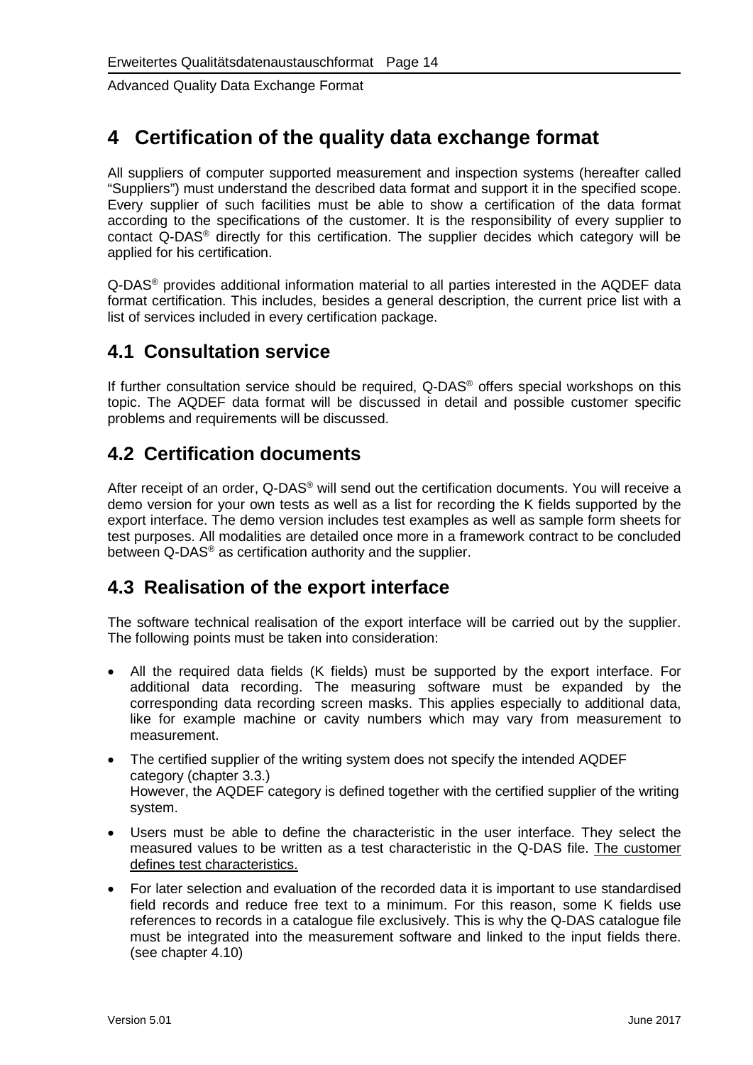# 4 Certification of the quality data exchange format

All suppliers of computer supported measurement and inspection systems (hereafter called "Suppliers") must understand the described data format and support it in the specified scope. Every supplier of such facilities must be able to show a certification of the data format according to the specifications of the customer. It is the responsibility of every supplier to contact Q-DAS® directly for this certification. The supplier decides which category will be applied for his certification.

Q-DAS® provides additional information material to all parties interested in the AQDEF data format certification. This includes, besides a general description, the current price list with a list of services included in every certification package.

## 4.1 Consultation service

If further consultation service should be required, Q-DAS® offers special workshops on this topic. The AQDEF data format will be discussed in detail and possible customer specific problems and requirements will be discussed.

## 4.2 Certification documents

After receipt of an order, Q-DAS® will send out the certification documents. You will receive a demo version for your own tests as well as a list for recording the K fields supported by the export interface. The demo version includes test examples as well as sample form sheets for test purposes. All modalities are detailed once more in a framework contract to be concluded between Q-DAS® as certification authority and the supplier.

## 4.3 Realisation of the export interface

The software technical realisation of the export interface will be carried out by the supplier. The following points must be taken into consideration:

- All the required data fields (K fields) must be supported by the export interface. For additional data recording. The measuring software must be expanded by the corresponding data recording screen masks. This applies especially to additional data, like for example machine or cavity numbers which may vary from measurement to measurement.
- The certified supplier of the writing system does not specify the intended AQDEF category (chapter 3.3.)
  However, the AQDEF category is defined together with the certified supplier of the writing system.
- Users must be able to define the characteristic in the user interface. They select the measured values to be written as a test characteristic in the Q-DAS file. <u>The customer defines test characteristics.</u>
- For later selection and evaluation of the recorded data it is important to use standardised field records and reduce free text to a minimum. For this reason, some K fields use references to records in a catalogue file exclusively. This is why the Q-DAS catalogue file must be integrated into the measurement software and linked to the input fields there. (see chapter 4.10)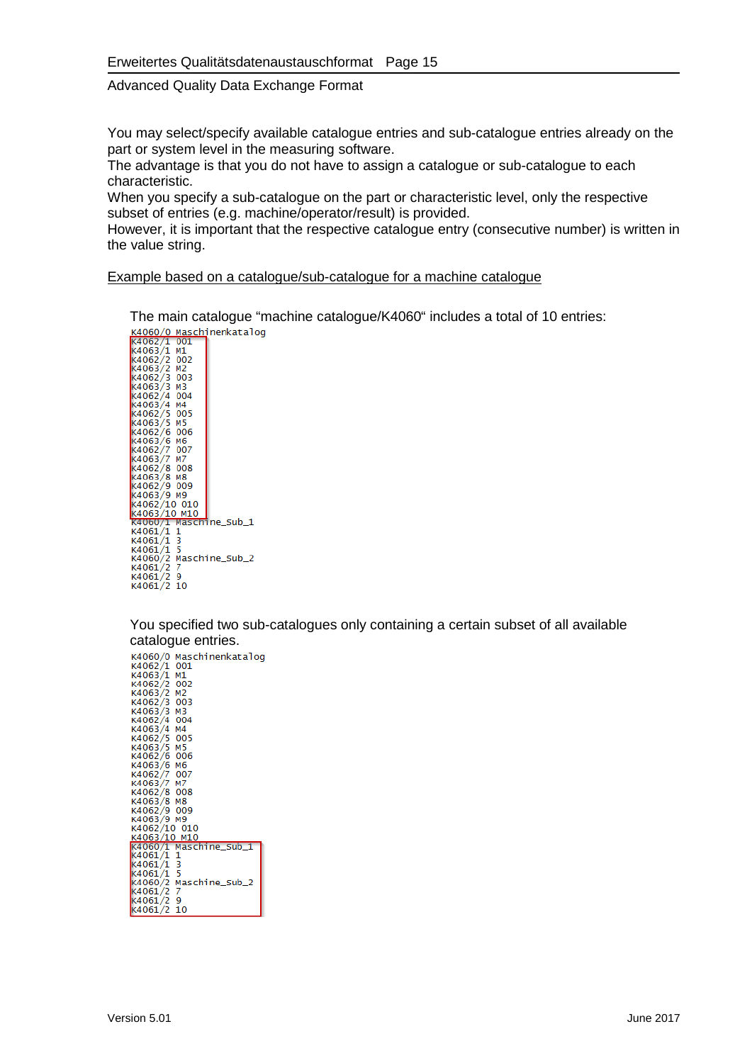You may select/specify available catalogue entries and sub-catalogue entries already on the part or system level in the measuring software.
The advantage is that you do not have to assign a catalogue or sub-catalogue to each characteristic.
When you specify a sub-catalogue on the part or characteristic level, only the respective subset of entries (e.g. machine/operator/result) is provided.
However, it is important that the respective catalogue entry (consecutive number) is written in the value string.

<u>Example based on a catalogue/sub-catalogue for a machine catalogue</u>

The main catalogue "machine catalogue/K4060" includes a total of 10 entries:

```
K4060/0 Maschinenkatalog
K4062/1 001
K4063/1 M1
K4062/2 002
K4063/2 M2
K4062/3 003
K4063/3 M3
K4062/4 004
K4063/4 M4
K4062/5 005
K4063/5 M5
K4062/6 006
K4063/6 M6
K4062/7 007
K4063/7 M7
K4062/8 008
K4063/8 M8
K4062/9 009
K4063/9 M9
K4062/10 010
K4063/10 M10
K4060/1 Maschine_Sub_1
K4061/1 1
K4061/1 3
K4061/1 5
K4060/2 Maschine_Sub_2
K4061/2 7
K4061/2 9
K4061/2 10
```

You specified two sub-catalogues only containing a certain subset of all available catalogue entries.

```
K4060/0 Maschinenkatalog
K4062/1 001
K4063/1 M1
K4062/2 002
K4063/2 M2
K4062/3 003
K4063/3 M3
K4062/4 004
K4063/4 M4
K4062/5 005
K4063/5 M5
K4062/6 006
K4063/6 M6
K4062/7 007
K4063/7 M7
K4062/8 008
K4063/8 M8
K4062/9 009
K4063/9 M9
K4062/10 010
K4063/10 M10
K4060/1 Maschine_Sub_1
K4061/1 1
K4061/1 3
K4061/1 5
K4060/2 Maschine_Sub_2
K4061/2 7
K4061/2 9
K4061/2 10
```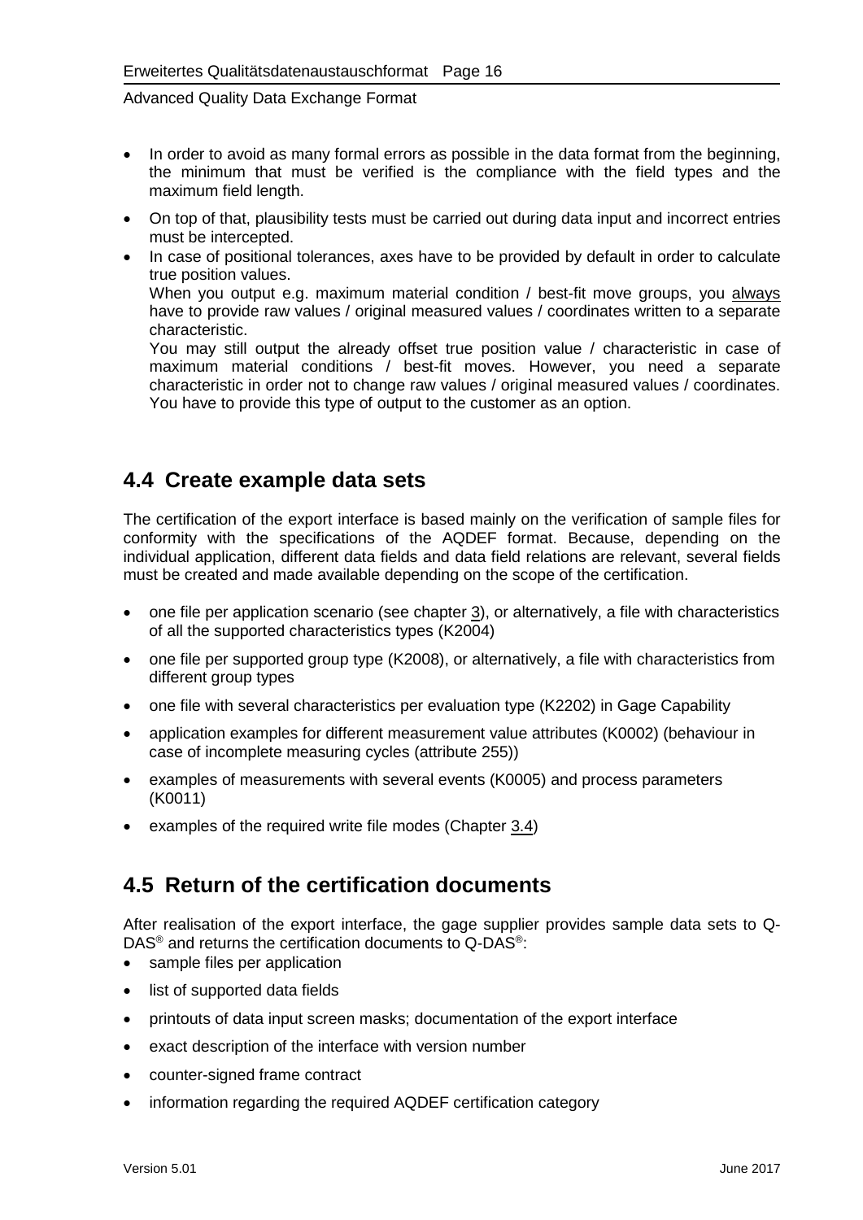- In order to avoid as many formal errors as possible in the data format from the beginning, the minimum that must be verified is the compliance with the field types and the maximum field length.
- On top of that, plausibility tests must be carried out during data input and incorrect entries must be intercepted.
- In case of positional tolerances, axes have to be provided by default in order to calculate true position values.
  When you output e.g. maximum material condition / best-fit move groups, you always have to provide raw values / original measured values / coordinates written to a separate characteristic.
  You may still output the already offset true position value / characteristic in case of maximum material conditions / best-fit moves. However, you need a separate characteristic in order not to change raw values / original measured values / coordinates. You have to provide this type of output to the customer as an option.

## 4.4 Create example data sets

The certification of the export interface is based mainly on the verification of sample files for conformity with the specifications of the AQDEF format. Because, depending on the individual application, different data fields and data field relations are relevant, several fields must be created and made available depending on the scope of the certification.

- one file per application scenario (see chapter 3), or alternatively, a file with characteristics of all the supported characteristics types (K2004)
- one file per supported group type (K2008), or alternatively, a file with characteristics from different group types
- one file with several characteristics per evaluation type (K2202) in Gage Capability
- application examples for different measurement value attributes (K0002) (behaviour in case of incomplete measuring cycles (attribute 255))
- examples of measurements with several events (K0005) and process parameters (K0011)
- examples of the required write file modes (Chapter 3.4)

## 4.5 Return of the certification documents

After realisation of the export interface, the gage supplier provides sample data sets to Q-DAS® and returns the certification documents to Q-DAS®:

- sample files per application
- list of supported data fields
- printouts of data input screen masks; documentation of the export interface
- exact description of the interface with version number
- counter-signed frame contract
- information regarding the required AQDEF certification category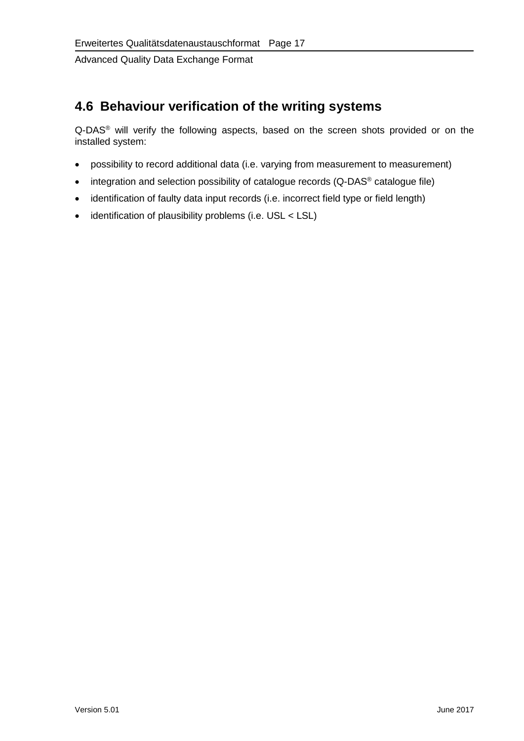## 4.6 Behaviour verification of the writing systems

Q-DAS® will verify the following aspects, based on the screen shots provided or on the installed system:

- possibility to record additional data (i.e. varying from measurement to measurement)
- integration and selection possibility of catalogue records (Q-DAS® catalogue file)
- identification of faulty data input records (i.e. incorrect field type or field length)
- identification of plausibility problems (i.e. USL < LSL)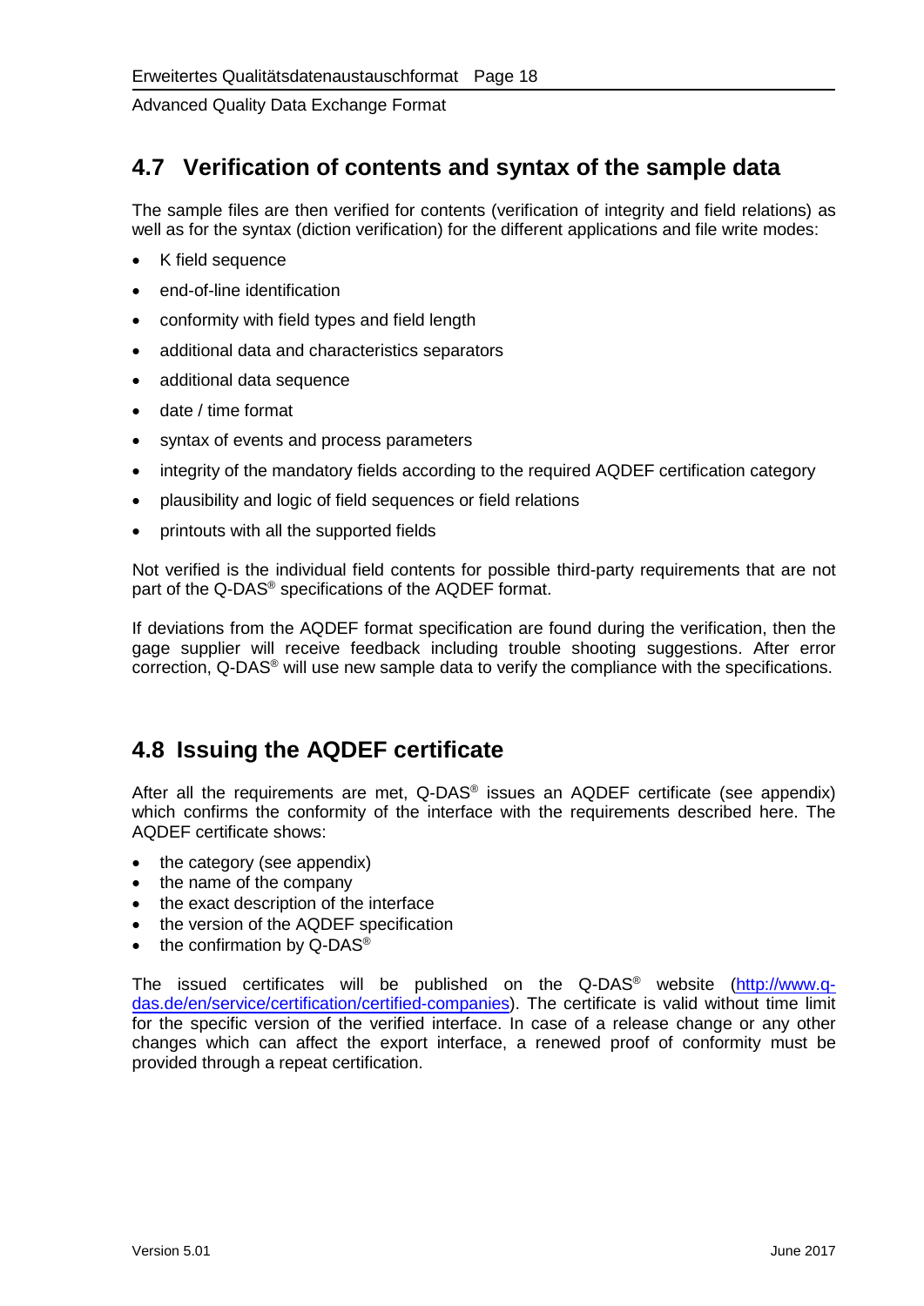## 4.7 Verification of contents and syntax of the sample data

The sample files are then verified for contents (verification of integrity and field relations) as well as for the syntax (diction verification) for the different applications and file write modes:

- K field sequence
- end-of-line identification
- conformity with field types and field length
- additional data and characteristics separators
- additional data sequence
- date / time format
- syntax of events and process parameters
- integrity of the mandatory fields according to the required AQDEF certification category
- plausibility and logic of field sequences or field relations
- printouts with all the supported fields

Not verified is the individual field contents for possible third-party requirements that are not part of the Q-DAS® specifications of the AQDEF format.

If deviations from the AQDEF format specification are found during the verification, then the gage supplier will receive feedback including trouble shooting suggestions. After error correction, Q-DAS® will use new sample data to verify the compliance with the specifications.

## 4.8 Issuing the AQDEF certificate

After all the requirements are met, Q-DAS® issues an AQDEF certificate (see appendix) which confirms the conformity of the interface with the requirements described here. The AQDEF certificate shows:

- the category (see appendix)
- the name of the company
- the exact description of the interface
- the version of the AQDEF specification
- the confirmation by Q-DAS®

The issued certificates will be published on the Q-DAS® website (http://www.q-das.de/en/service/certification/certified-companies). The certificate is valid without time limit for the specific version of the verified interface. In case of a release change or any other changes which can affect the export interface, a renewed proof of conformity must be provided through a repeat certification.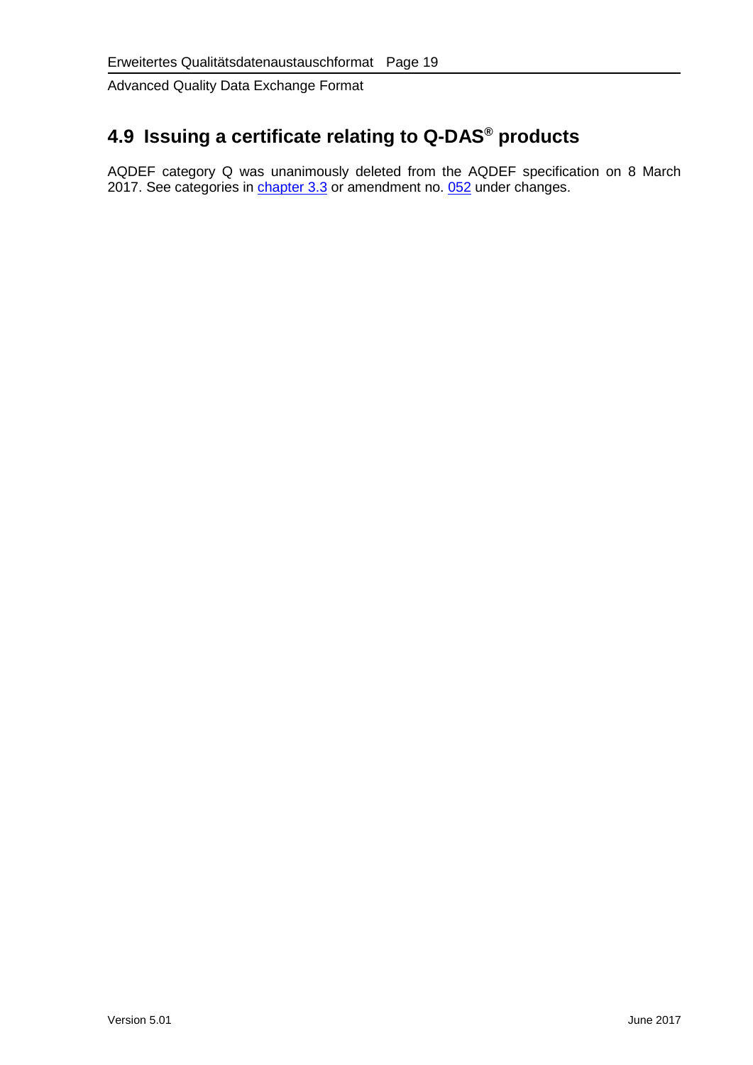## 4.9 Issuing a certificate relating to Q-DAS® products

AQDEF category Q was unanimously deleted from the AQDEF specification on 8 March 2017. See categories in chapter 3.3 or amendment no. 052 under changes.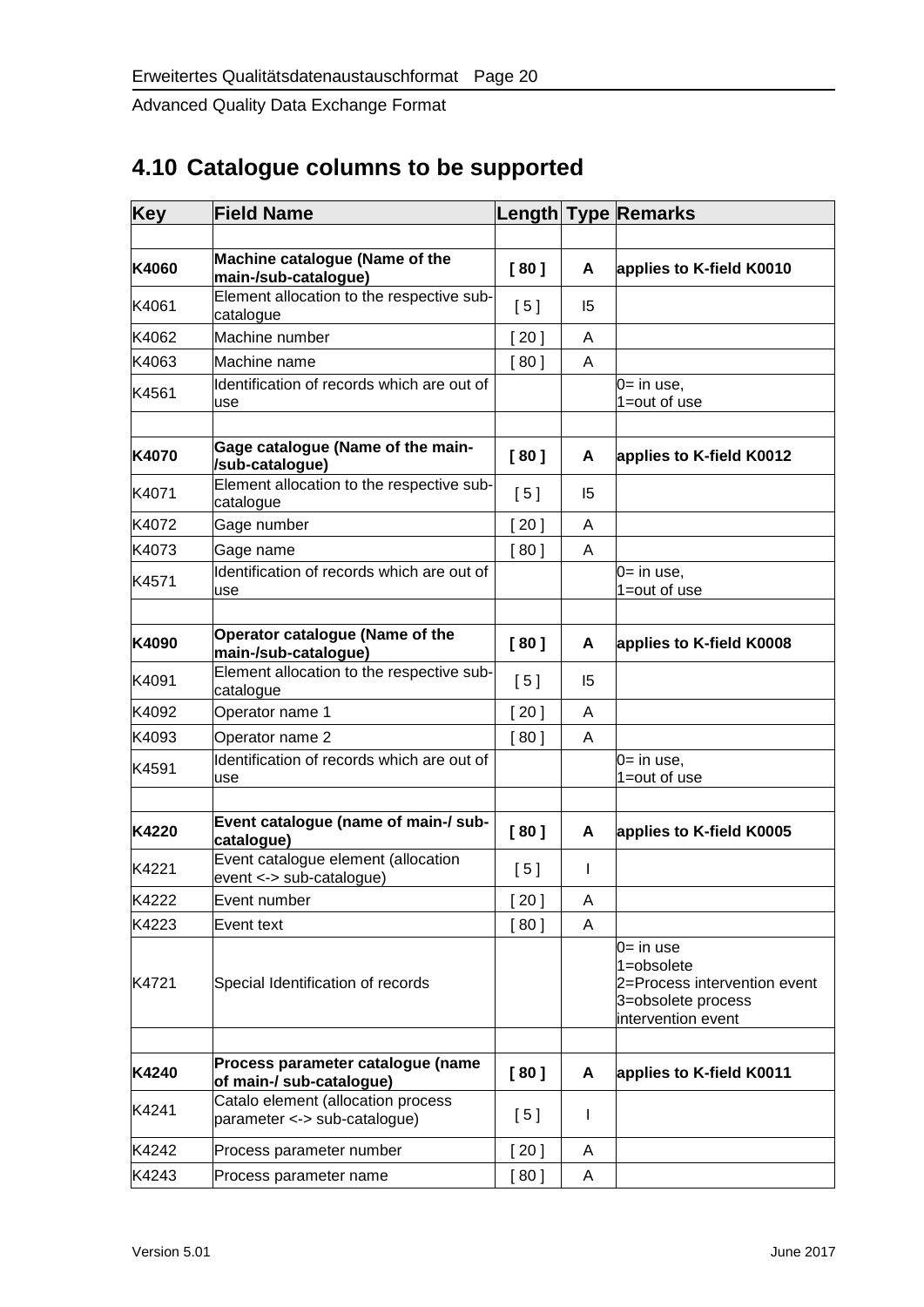## 4.10 Catalogue columns to be supported

| Key | Field Name | Length | Type | Remarks |
|---|---|---|---|---|
| | | | | |
| **K4060** | **Machine catalogue (Name of the main-/sub-catalogue)** | **[ 80 ]** | **A** | **applies to K-field K0010** |
| K4061 | Element allocation to the respective sub-catalogue | [ 5 ] | I5 | |
| K4062 | Machine number | [ 20 ] | A | |
| K4063 | Machine name | [ 80 ] | A | |
| K4561 | Identification of records which are out of use | | | 0= in use,<br>1=out of use |
| | | | | |
| **K4070** | **Gage catalogue (Name of the main-/sub-catalogue)** | **[ 80 ]** | **A** | **applies to K-field K0012** |
| K4071 | Element allocation to the respective sub-catalogue | [ 5 ] | I5 | |
| K4072 | Gage number | [ 20 ] | A | |
| K4073 | Gage name | [ 80 ] | A | |
| K4571 | Identification of records which are out of use | | | 0= in use,<br>1=out of use |
| | | | | |
| **K4090** | **Operator catalogue (Name of the main-/sub-catalogue)** | **[ 80 ]** | **A** | **applies to K-field K0008** |
| K4091 | Element allocation to the respective sub-catalogue | [ 5 ] | I5 | |
| K4092 | Operator name 1 | [ 20 ] | A | |
| K4093 | Operator name 2 | [ 80 ] | A | |
| K4591 | Identification of records which are out of use | | | 0= in use,<br>1=out of use |
| | | | | |
| **K4220** | **Event catalogue (name of main-/ sub-catalogue)** | **[ 80 ]** | **A** | **applies to K-field K0005** |
| K4221 | Event catalogue element (allocation event <-> sub-catalogue) | [ 5 ] | I | |
| K4222 | Event number | [ 20 ] | A | |
| K4223 | Event text | [ 80 ] | A | |
| K4721 | Special Identification of records | | | 0= in use<br>1=obsolete<br>2=Process intervention event<br>3=obsolete process intervention event |
| | | | | |
| **K4240** | **Process parameter catalogue (name of main-/ sub-catalogue)** | **[ 80 ]** | **A** | **applies to K-field K0011** |
| K4241 | Catalo element (allocation process parameter <-> sub-catalogue) | [ 5 ] | I | |
| K4242 | Process parameter number | [ 20 ] | A | |
| K4243 | Process parameter name | [ 80 ] | A | |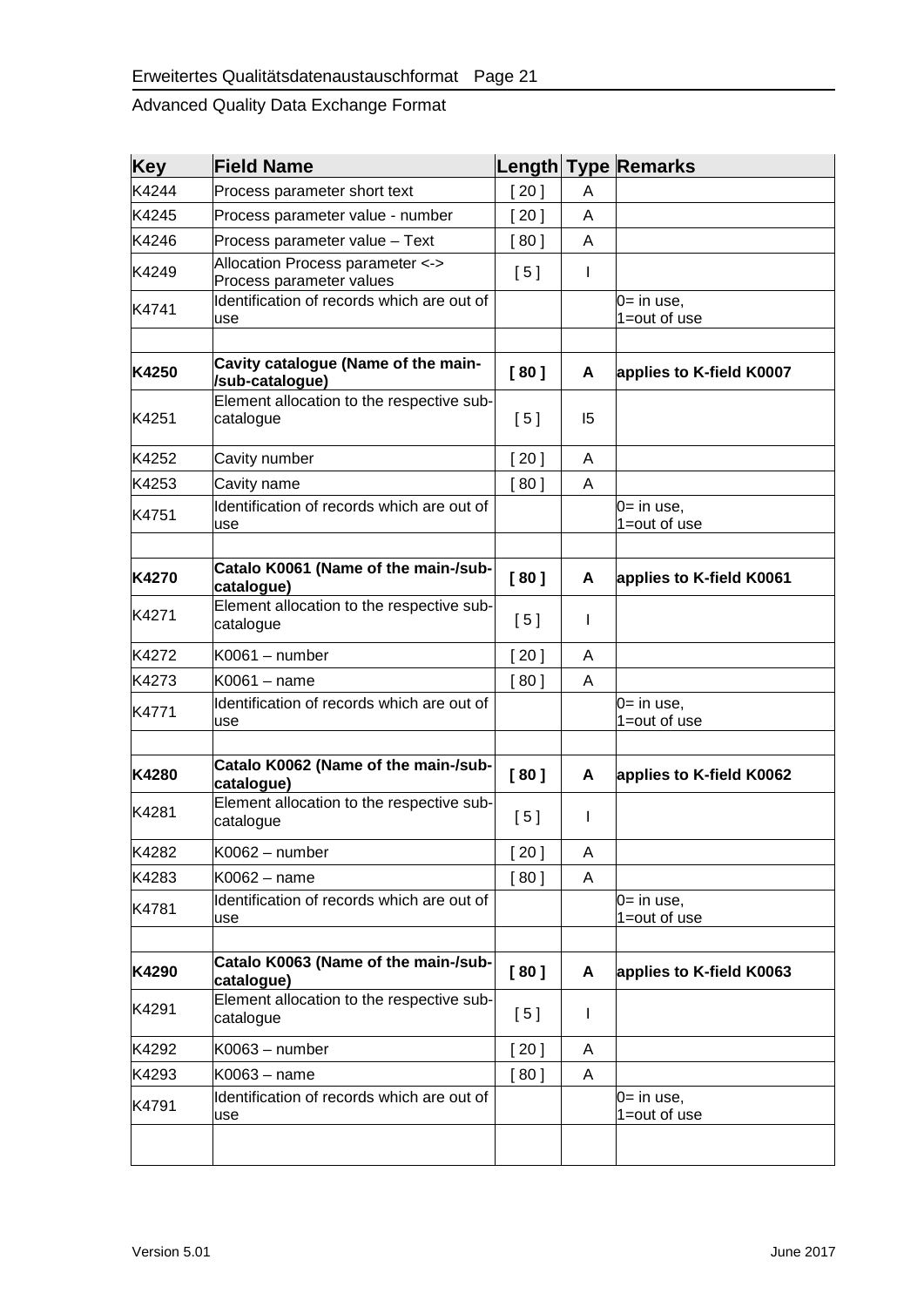| Key | Field Name | Length | Type | Remarks |
|---|---|---|---|---|
| K4244 | Process parameter short text | [ 20 ] | A | |
| K4245 | Process parameter value - number | [ 20 ] | A | |
| K4246 | Process parameter value – Text | [ 80 ] | A | |
| K4249 | Allocation Process parameter <-> Process parameter values | [ 5 ] | I | |
| K4741 | Identification of records which are out of use | | | 0= in use, 1=out of use |
| | | | | |
| **K4250** | **Cavity catalogue (Name of the main-/sub-catalogue)** | **[ 80 ]** | **A** | **applies to K-field K0007** |
| K4251 | Element allocation to the respective sub-catalogue | [ 5 ] | I5 | |
| K4252 | Cavity number | [ 20 ] | A | |
| K4253 | Cavity name | [ 80 ] | A | |
| K4751 | Identification of records which are out of use | | | 0= in use, 1=out of use |
| | | | | |
| **K4270** | **Catalo K0061 (Name of the main-/sub-catalogue)** | **[ 80 ]** | **A** | **applies to K-field K0061** |
| K4271 | Element allocation to the respective sub-catalogue | [ 5 ] | I | |
| K4272 | K0061 – number | [ 20 ] | A | |
| K4273 | K0061 – name | [ 80 ] | A | |
| K4771 | Identification of records which are out of use | | | 0= in use, 1=out of use |
| | | | | |
| **K4280** | **Catalo K0062 (Name of the main-/sub-catalogue)** | **[ 80 ]** | **A** | **applies to K-field K0062** |
| K4281 | Element allocation to the respective sub-catalogue | [ 5 ] | I | |
| K4282 | K0062 – number | [ 20 ] | A | |
| K4283 | K0062 – name | [ 80 ] | A | |
| K4781 | Identification of records which are out of use | | | 0= in use, 1=out of use |
| | | | | |
| **K4290** | **Catalo K0063 (Name of the main-/sub-catalogue)** | **[ 80 ]** | **A** | **applies to K-field K0063** |
| K4291 | Element allocation to the respective sub-catalogue | [ 5 ] | I | |
| K4292 | K0063 – number | [ 20 ] | A | |
| K4293 | K0063 – name | [ 80 ] | A | |
| K4791 | Identification of records which are out of use | | | 0= in use, 1=out of use |
| | | | | |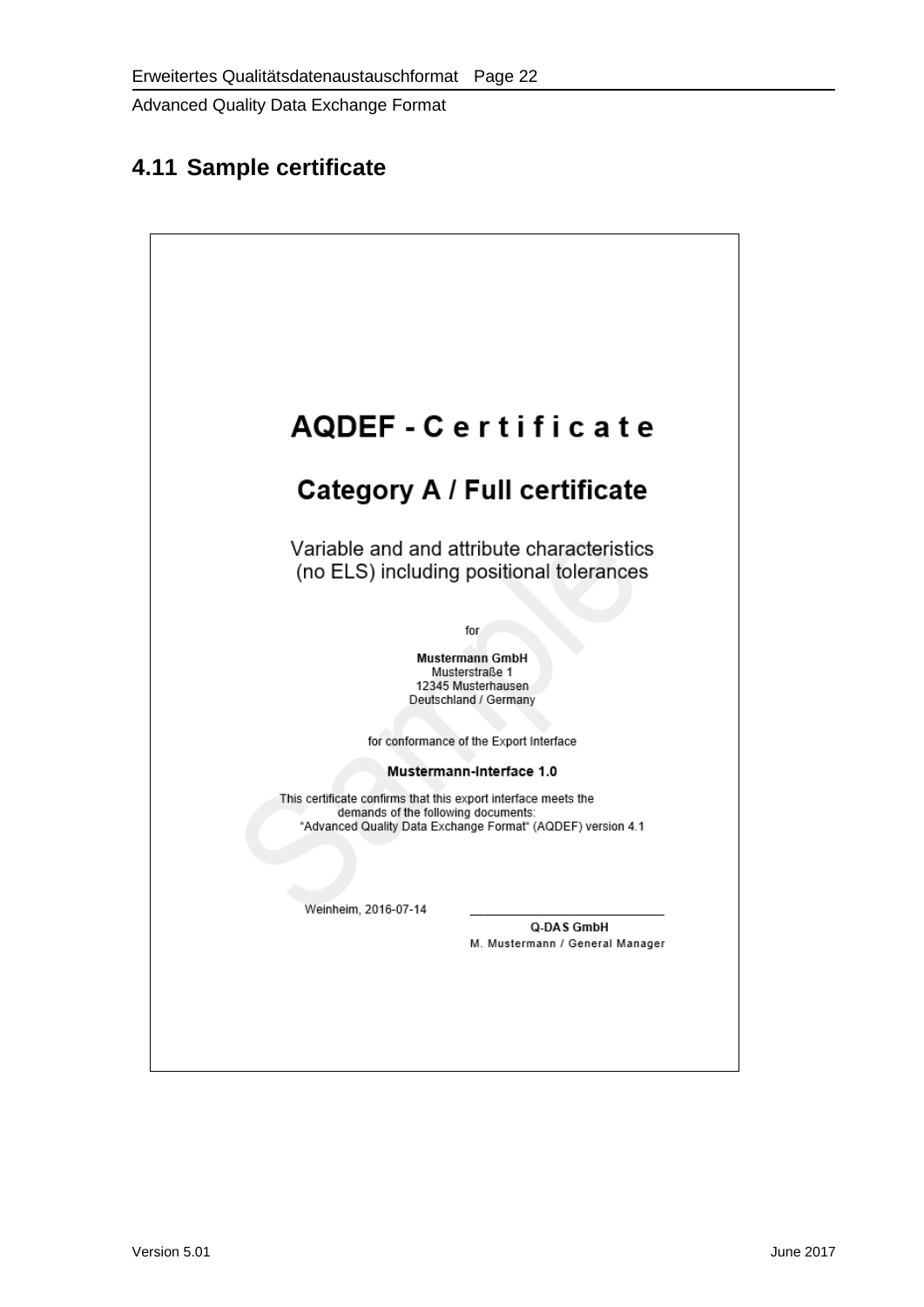## 4.11 Sample certificate

# AQDEF - C e r t i f i c a t e

## Category A / Full certificate

Variable and and attribute characteristics
(no ELS) including positional tolerances

for

**Mustermann GmbH**
Musterstraße 1
12345 Musterhausen
Deutschland / Germany

for conformance of the Export Interface

**Mustermann-Interface 1.0**

This certificate confirms that this export interface meets the demands of the following documents:
"Advanced Quality Data Exchange Format" (AQDEF) version 4.1

Weinheim, 2016-07-14

**Q-DAS GmbH**
M. Mustermann / General Manager

Sample